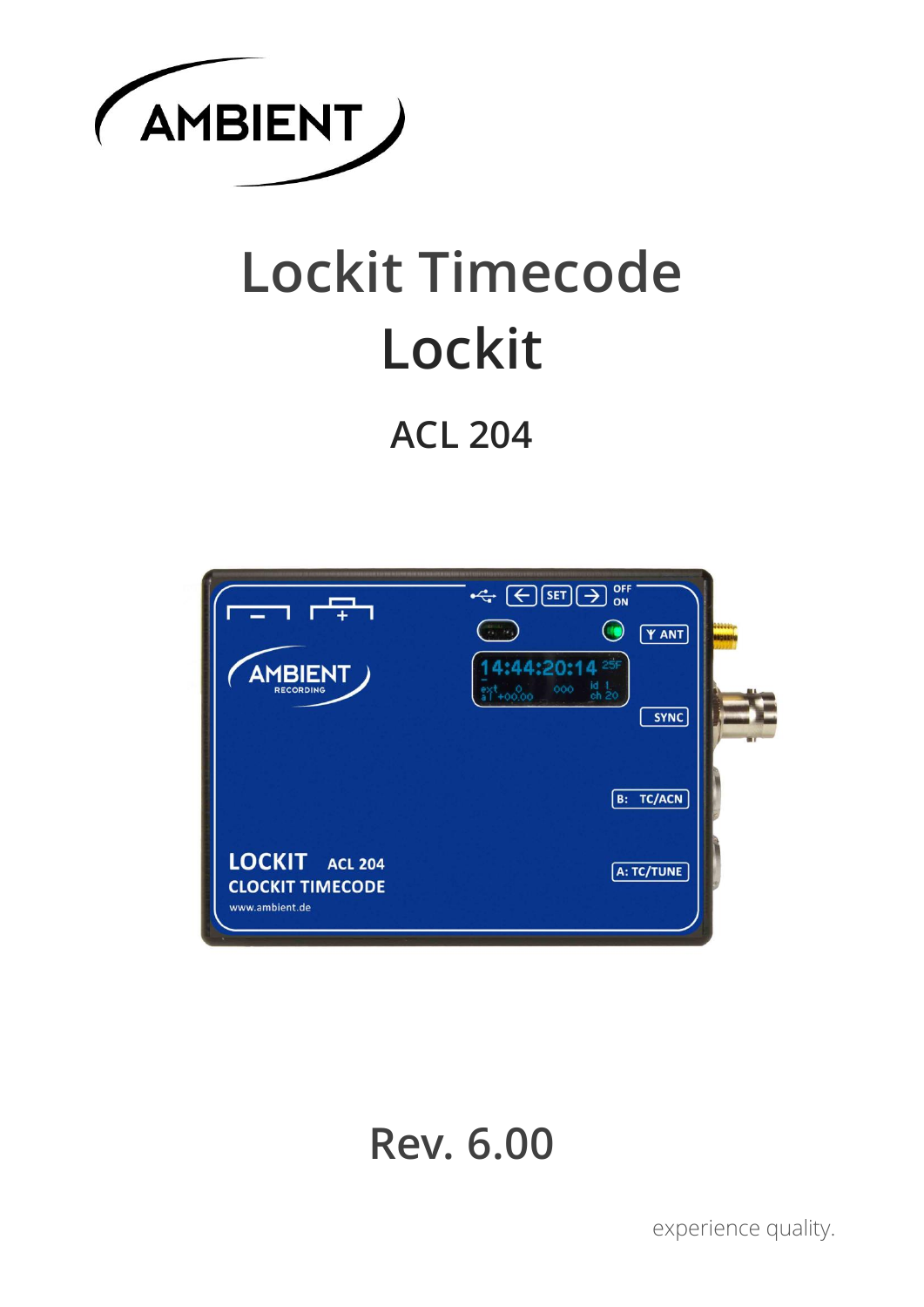AMBIENT

# Lockit Timecode Lockit

## ACL 204

# Rev. 6.00

experience quality.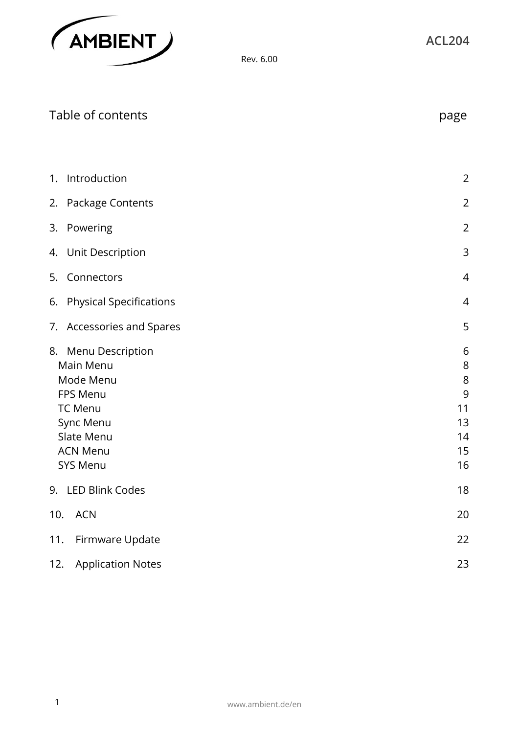# Table of contents

| | page |
|---|---|
| 1. Introduction | 2 |
| 2. Package Contents | 2 |
| 3. Powering | 2 |
| 4. Unit Description | 3 |
| 5. Connectors | 4 |
| 6. Physical Specifications | 4 |
| 7. Accessories and Spares | 5 |
| 8. Menu Description | 6 |
| Main Menu | 8 |
| Mode Menu | 8 |
| FPS Menu | 9 |
| TC Menu | 11 |
| Sync Menu | 13 |
| Slate Menu | 14 |
| ACN Menu | 15 |
| SYS Menu | 16 |
| 9. LED Blink Codes | 18 |
| 10. ACN | 20 |
| 11. Firmware Update | 22 |
| 12. Application Notes | 23 |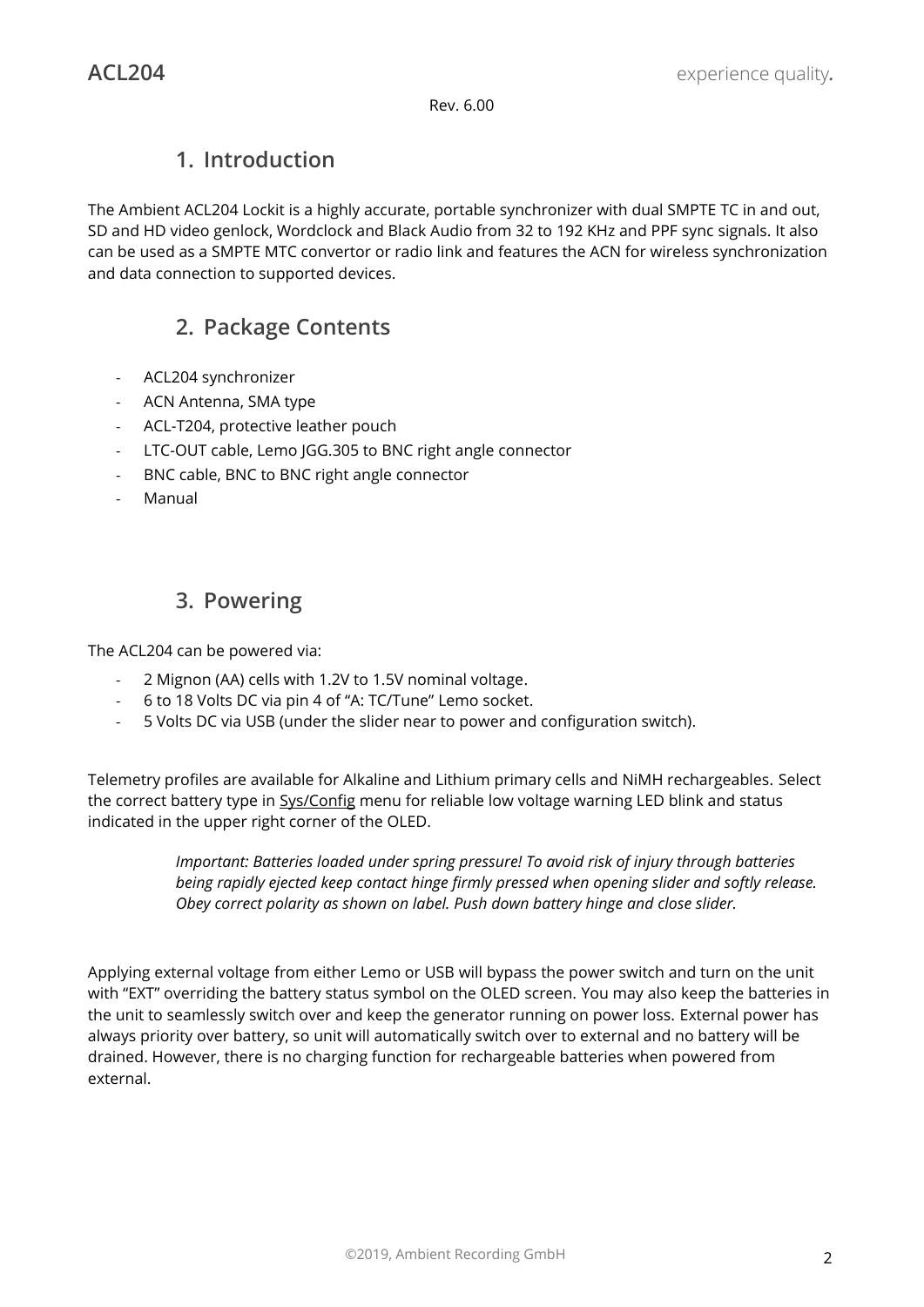Rev. 6.00

## 1. Introduction

The Ambient ACL204 Lockit is a highly accurate, portable synchronizer with dual SMPTE TC in and out, SD and HD video genlock, Wordclock and Black Audio from 32 to 192 KHz and PPF sync signals. It also can be used as a SMPTE MTC convertor or radio link and features the ACN for wireless synchronization and data connection to supported devices.

## 2. Package Contents

- ACL204 synchronizer
- ACN Antenna, SMA type
- ACL-T204, protective leather pouch
- LTC-OUT cable, Lemo JGG.305 to BNC right angle connector
- BNC cable, BNC to BNC right angle connector
- Manual

## 3. Powering

The ACL204 can be powered via:

- 2 Mignon (AA) cells with 1.2V to 1.5V nominal voltage.
- 6 to 18 Volts DC via pin 4 of "A: TC/Tune" Lemo socket.
- 5 Volts DC via USB (under the slider near to power and configuration switch).

Telemetry profiles are available for Alkaline and Lithium primary cells and NiMH rechargeables. Select the correct battery type in Sys/Config menu for reliable low voltage warning LED blink and status indicated in the upper right corner of the OLED.

> *Important: Batteries loaded under spring pressure! To avoid risk of injury through batteries being rapidly ejected keep contact hinge firmly pressed when opening slider and softly release. Obey correct polarity as shown on label. Push down battery hinge and close slider.*

Applying external voltage from either Lemo or USB will bypass the power switch and turn on the unit with "EXT" overriding the battery status symbol on the OLED screen. You may also keep the batteries in the unit to seamlessly switch over and keep the generator running on power loss. External power has always priority over battery, so unit will automatically switch over to external and no battery will be drained. However, there is no charging function for rechargeable batteries when powered from external.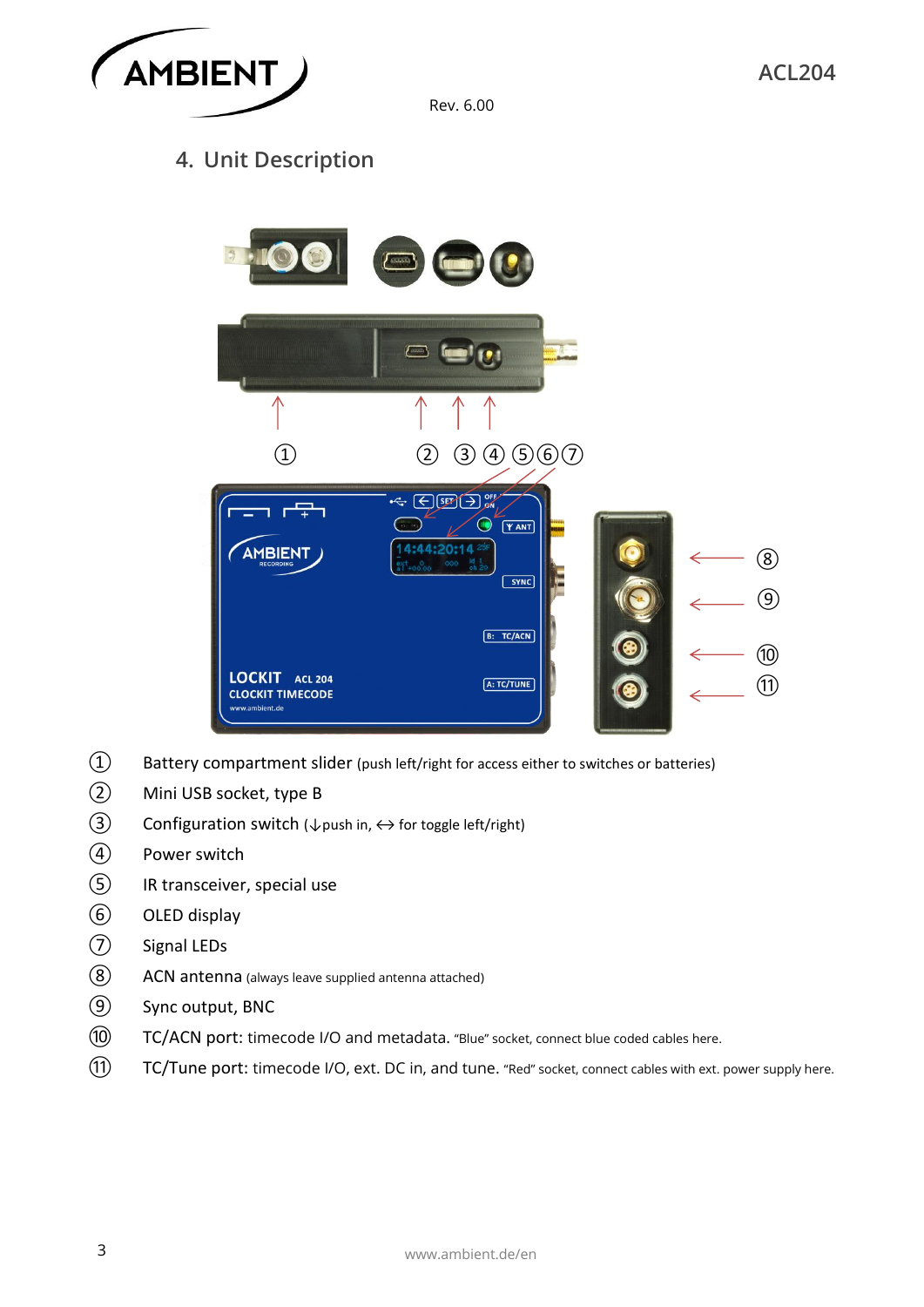## 4. Unit Description

①  Battery compartment slider (push left/right for access either to switches or batteries)

②  Mini USB socket, type B

③  Configuration switch (↓push in, ↔ for toggle left/right)

④  Power switch

⑤  IR transceiver, special use

⑥  OLED display

⑦  Signal LEDs

⑧  ACN antenna (always leave supplied antenna attached)

⑨  Sync output, BNC

⑩  TC/ACN port: timecode I/O and metadata. "Blue" socket, connect blue coded cables here.

⑪  TC/Tune port: timecode I/O, ext. DC in, and tune. "Red" socket, connect cables with ext. power supply here.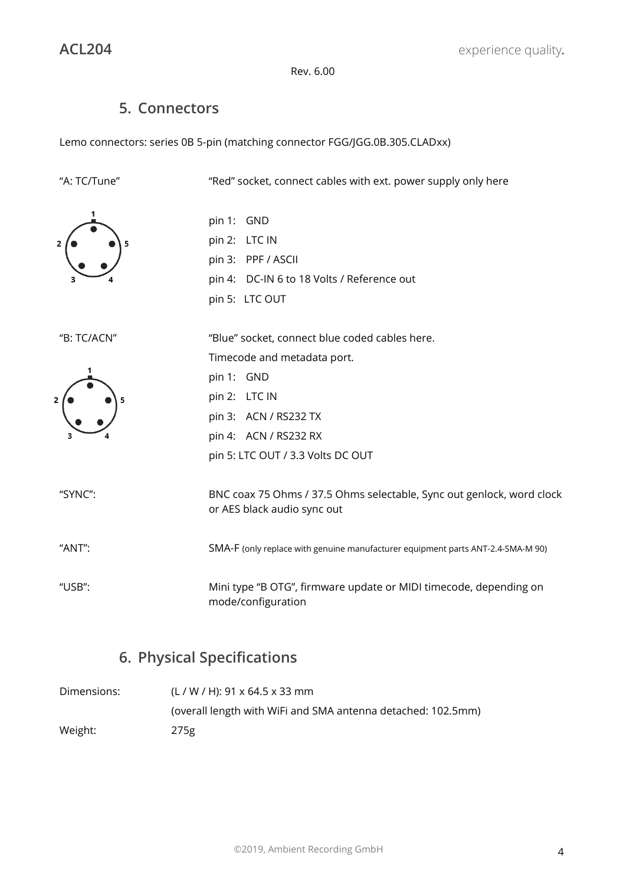## 5. Connectors

Lemo connectors: series 0B 5-pin (matching connector FGG/JGG.0B.305.CLADxx)

"A: TC/Tune" — "Red" socket, connect cables with ext. power supply only here

- pin 1: GND
- pin 2: LTC IN
- pin 3: PPF / ASCII
- pin 4: DC-IN 6 to 18 Volts / Reference out
- pin 5: LTC OUT

"B: TC/ACN" — "Blue" socket, connect blue coded cables here.

Timecode and metadata port.

- pin 1: GND
- pin 2: LTC IN
- pin 3: ACN / RS232 TX
- pin 4: ACN / RS232 RX
- pin 5: LTC OUT / 3.3 Volts DC OUT

"SYNC": BNC coax 75 Ohms / 37.5 Ohms selectable, Sync out genlock, word clock or AES black audio sync out

"ANT": SMA-F (only replace with genuine manufacturer equipment parts ANT-2.4-SMA-M 90)

"USB": Mini type "B OTG", firmware update or MIDI timecode, depending on mode/configuration

## 6. Physical Specifications

Dimensions: (L / W / H): 91 x 64.5 x 33 mm

(overall length with WiFi and SMA antenna detached: 102.5mm)

Weight: 275g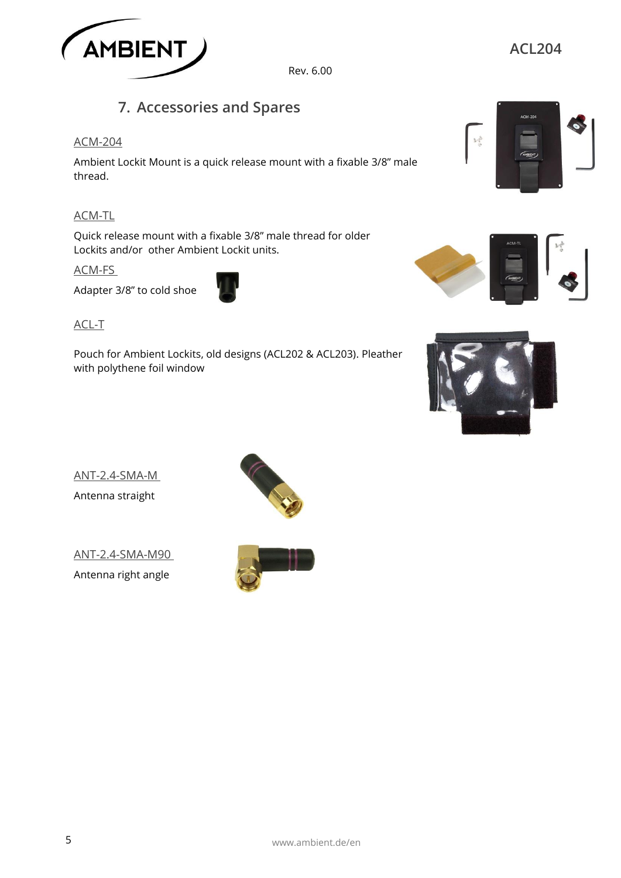## 7. Accessories and Spares

ACM-204

Ambient Lockit Mount is a quick release mount with a fixable 3/8" male thread.

ACM-TL

Quick release mount with a fixable 3/8" male thread for older Lockits and/or other Ambient Lockit units.

ACM-FS

Adapter 3/8" to cold shoe

ACL-T

Pouch for Ambient Lockits, old designs (ACL202 & ACL203). Pleather with polythene foil window

ANT-2.4-SMA-M

Antenna straight

ANT-2.4-SMA-M90

Antenna right angle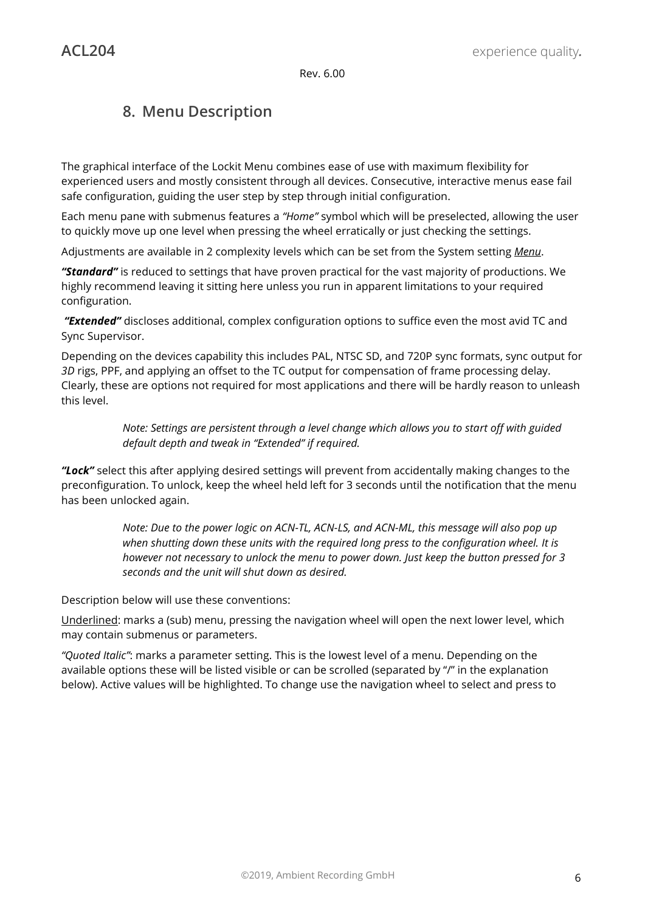## 8. Menu Description

The graphical interface of the Lockit Menu combines ease of use with maximum flexibility for experienced users and mostly consistent through all devices. Consecutive, interactive menus ease fail safe configuration, guiding the user step by step through initial configuration.

Each menu pane with submenus features a *"Home"* symbol which will be preselected, allowing the user to quickly move up one level when pressing the wheel erratically or just checking the settings.

Adjustments are available in 2 complexity levels which can be set from the System setting <u>*Menu*</u>.

***"Standard"*** is reduced to settings that have proven practical for the vast majority of productions. We highly recommend leaving it sitting here unless you run in apparent limitations to your required configuration.

***"Extended"*** discloses additional, complex configuration options to suffice even the most avid TC and Sync Supervisor.

Depending on the devices capability this includes PAL, NTSC SD, and 720P sync formats, sync output for *3D* rigs, PPF, and applying an offset to the TC output for compensation of frame processing delay. Clearly, these are options not required for most applications and there will be hardly reason to unleash this level.

> *Note: Settings are persistent through a level change which allows you to start off with guided default depth and tweak in "Extended" if required.*

***"Lock"*** select this after applying desired settings will prevent from accidentally making changes to the preconfiguration. To unlock, keep the wheel held left for 3 seconds until the notification that the menu has been unlocked again.

> *Note: Due to the power logic on ACN-TL, ACN-LS, and ACN-ML, this message will also pop up when shutting down these units with the required long press to the configuration wheel. It is however not necessary to unlock the menu to power down. Just keep the button pressed for 3 seconds and the unit will shut down as desired.*

Description below will use these conventions:

<u>Underlined</u>: marks a (sub) menu, pressing the navigation wheel will open the next lower level, which may contain submenus or parameters.

*"Quoted Italic"*: marks a parameter setting. This is the lowest level of a menu. Depending on the available options these will be listed visible or can be scrolled (separated by "/" in the explanation below). Active values will be highlighted. To change use the navigation wheel to select and press to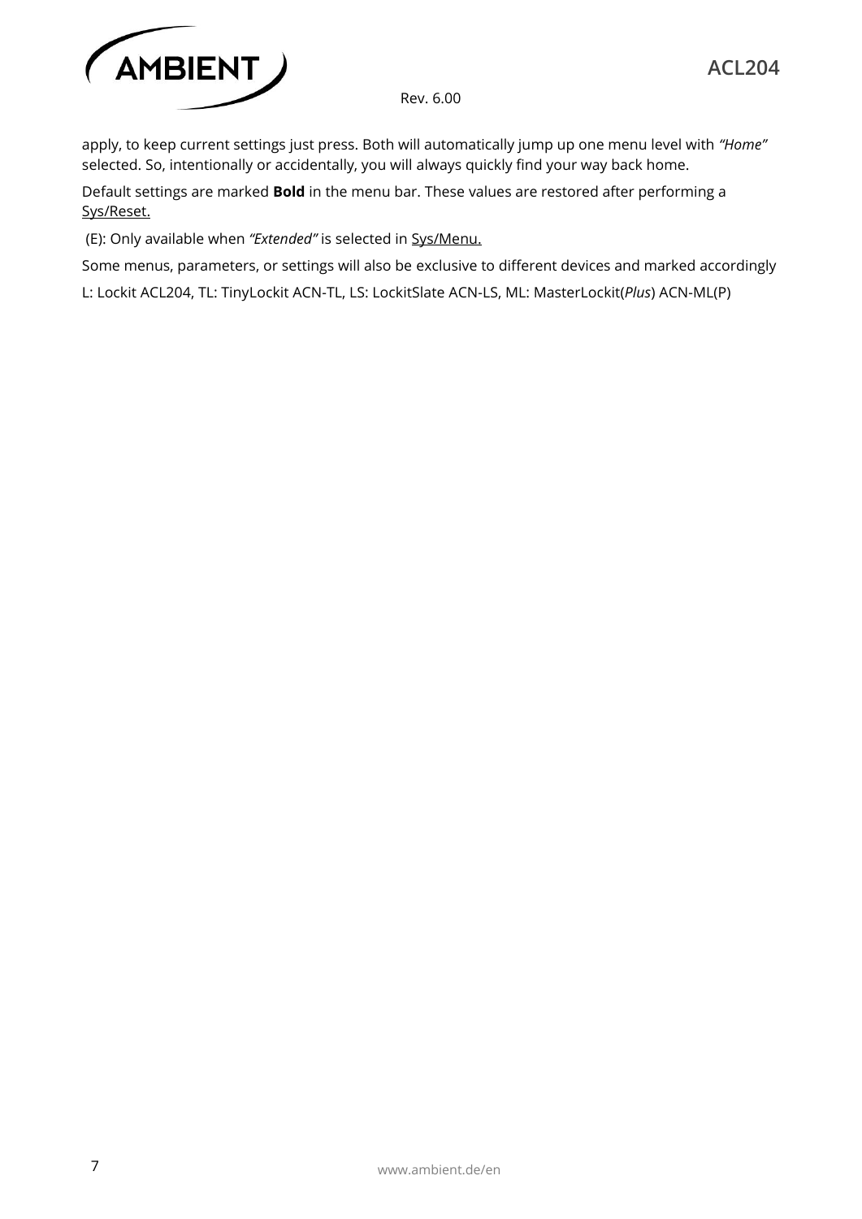apply, to keep current settings just press. Both will automatically jump up one menu level with *"Home"* selected. So, intentionally or accidentally, you will always quickly find your way back home.

Default settings are marked **Bold** in the menu bar. These values are restored after performing a Sys/Reset.

(E): Only available when *"Extended"* is selected in Sys/Menu.

Some menus, parameters, or settings will also be exclusive to different devices and marked accordingly

L: Lockit ACL204, TL: TinyLockit ACN-TL, LS: LockitSlate ACN-LS, ML: MasterLockit(*Plus*) ACN-ML(P)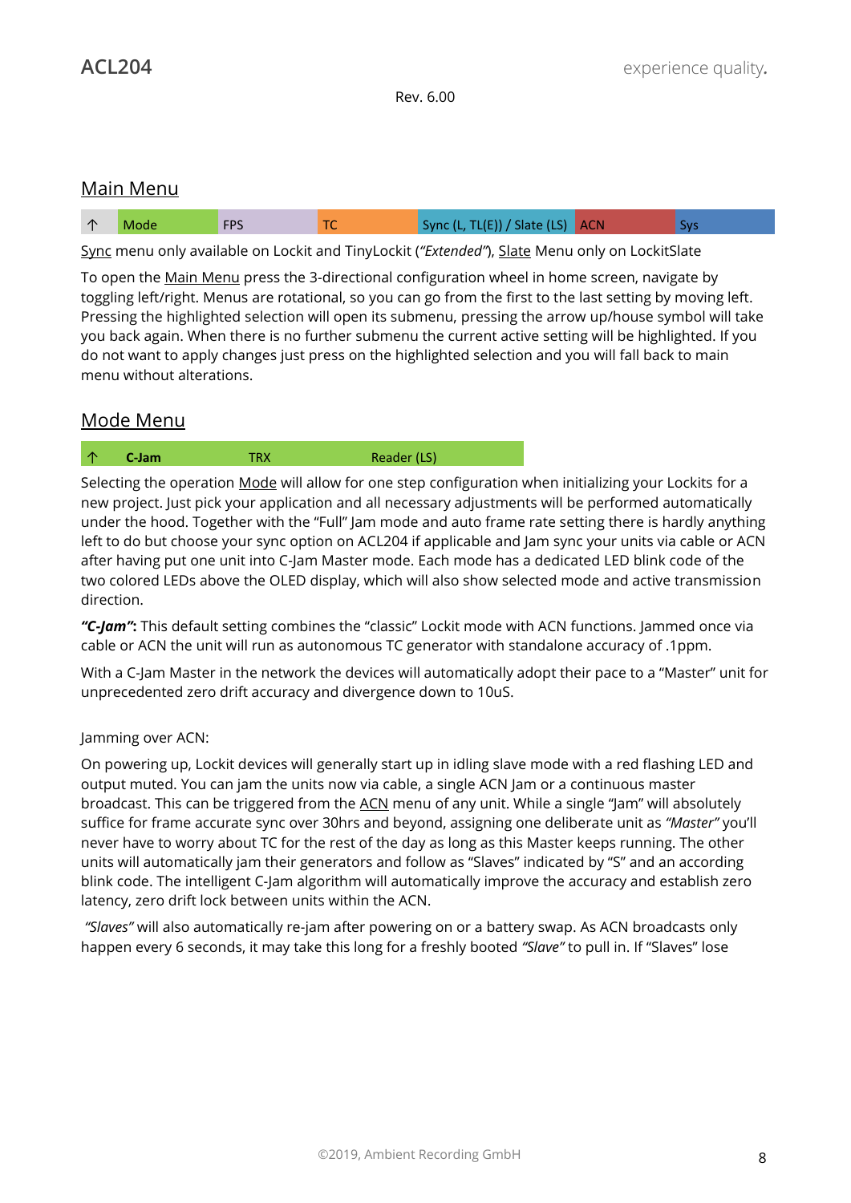## Main Menu

| ↑ | Mode | FPS | TC | Sync (L, TL(E)) / Slate (LS) | ACN | Sys |
|---|---|---|---|---|---|---|

Sync menu only available on Lockit and TinyLockit (*"Extended"*), Slate Menu only on LockitSlate

To open the Main Menu press the 3-directional configuration wheel in home screen, navigate by toggling left/right. Menus are rotational, so you can go from the first to the last setting by moving left. Pressing the highlighted selection will open its submenu, pressing the arrow up/house symbol will take you back again. When there is no further submenu the current active setting will be highlighted. If you do not want to apply changes just press on the highlighted selection and you will fall back to main menu without alterations.

## Mode Menu

| ↑ | **C-Jam** | TRX | Reader (LS) |
|---|---|---|---|

Selecting the operation Mode will allow for one step configuration when initializing your Lockits for a new project. Just pick your application and all necessary adjustments will be performed automatically under the hood. Together with the "Full" Jam mode and auto frame rate setting there is hardly anything left to do but choose your sync option on ACL204 if applicable and Jam sync your units via cable or ACN after having put one unit into C-Jam Master mode. Each mode has a dedicated LED blink code of the two colored LEDs above the OLED display, which will also show selected mode and active transmission direction.

***"C-Jam":*** This default setting combines the "classic" Lockit mode with ACN functions. Jammed once via cable or ACN the unit will run as autonomous TC generator with standalone accuracy of .1ppm.

With a C-Jam Master in the network the devices will automatically adopt their pace to a "Master" unit for unprecedented zero drift accuracy and divergence down to 10uS.

Jamming over ACN:

On powering up, Lockit devices will generally start up in idling slave mode with a red flashing LED and output muted. You can jam the units now via cable, a single ACN Jam or a continuous master broadcast. This can be triggered from the ACN menu of any unit. While a single "Jam" will absolutely suffice for frame accurate sync over 30hrs and beyond, assigning one deliberate unit as *"Master"* you'll never have to worry about TC for the rest of the day as long as this Master keeps running. The other units will automatically jam their generators and follow as "Slaves" indicated by "S" and an according blink code. The intelligent C-Jam algorithm will automatically improve the accuracy and establish zero latency, zero drift lock between units within the ACN.

*"Slaves"* will also automatically re-jam after powering on or a battery swap. As ACN broadcasts only happen every 6 seconds, it may take this long for a freshly booted *"Slave"* to pull in. If "Slaves" lose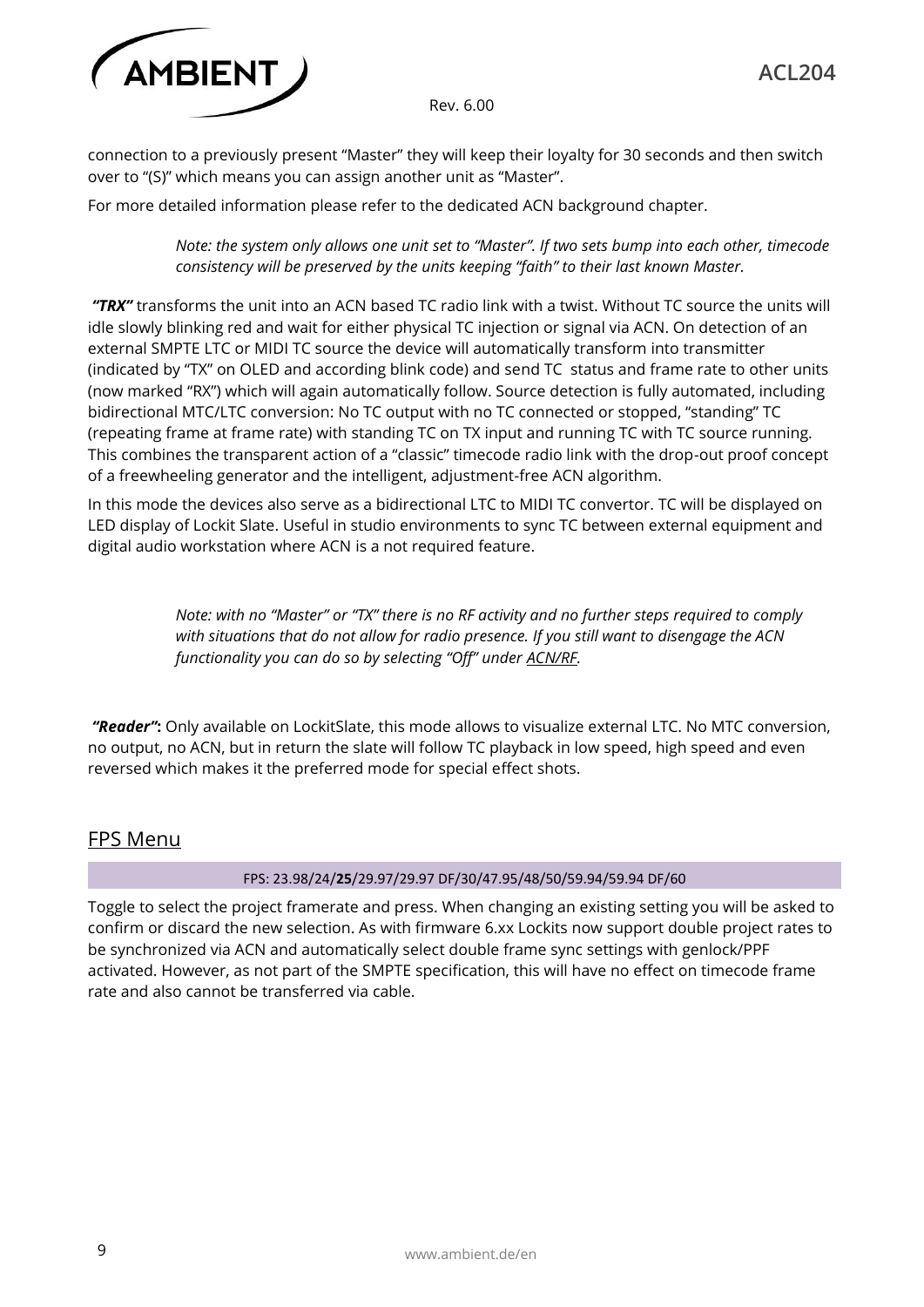connection to a previously present "Master" they will keep their loyalty for 30 seconds and then switch over to "(S)" which means you can assign another unit as "Master".

For more detailed information please refer to the dedicated ACN background chapter.

> *Note: the system only allows one unit set to "Master". If two sets bump into each other, timecode consistency will be preserved by the units keeping "faith" to their last known Master.*

***"TRX"*** transforms the unit into an ACN based TC radio link with a twist. Without TC source the units will idle slowly blinking red and wait for either physical TC injection or signal via ACN. On detection of an external SMPTE LTC or MIDI TC source the device will automatically transform into transmitter (indicated by "TX" on OLED and according blink code) and send TC status and frame rate to other units (now marked "RX") which will again automatically follow. Source detection is fully automated, including bidirectional MTC/LTC conversion: No TC output with no TC connected or stopped, "standing" TC (repeating frame at frame rate) with standing TC on TX input and running TC with TC source running. This combines the transparent action of a "classic" timecode radio link with the drop-out proof concept of a freewheeling generator and the intelligent, adjustment-free ACN algorithm.

In this mode the devices also serve as a bidirectional LTC to MIDI TC convertor. TC will be displayed on LED display of Lockit Slate. Useful in studio environments to sync TC between external equipment and digital audio workstation where ACN is a not required feature.

> *Note: with no "Master" or "TX" there is no RF activity and no further steps required to comply with situations that do not allow for radio presence. If you still want to disengage the ACN functionality you can do so by selecting "Off" under ACN/RF.*

***"Reader"*:** Only available on LockitSlate, this mode allows to visualize external LTC. No MTC conversion, no output, no ACN, but in return the slate will follow TC playback in low speed, high speed and even reversed which makes it the preferred mode for special effect shots.

## FPS Menu

| FPS: 23.98/24/**25**/29.97/29.97 DF/30/47.95/48/50/59.94/59.94 DF/60 |
|---|

Toggle to select the project framerate and press. When changing an existing setting you will be asked to confirm or discard the new selection. As with firmware 6.xx Lockits now support double project rates to be synchronized via ACN and automatically select double frame sync settings with genlock/PPF activated. However, as not part of the SMPTE specification, this will have no effect on timecode frame rate and also cannot be transferred via cable.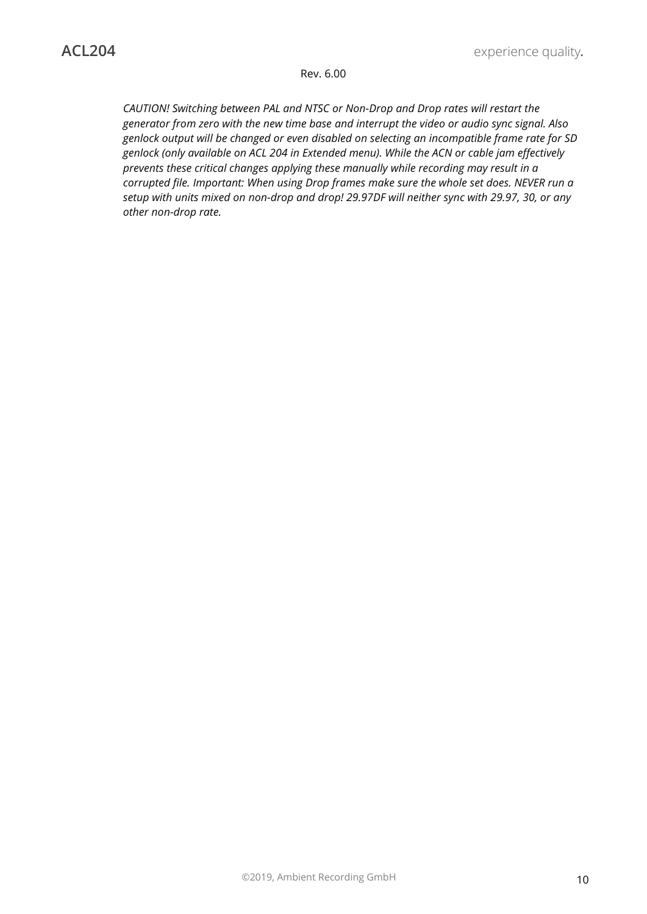*CAUTION! Switching between PAL and NTSC or Non-Drop and Drop rates will restart the generator from zero with the new time base and interrupt the video or audio sync signal. Also genlock output will be changed or even disabled on selecting an incompatible frame rate for SD genlock (only available on ACL 204 in Extended menu). While the ACN or cable jam effectively prevents these critical changes applying these manually while recording may result in a corrupted file. Important: When using Drop frames make sure the whole set does. NEVER run a setup with units mixed on non-drop and drop! 29.97DF will neither sync with 29.97, 30, or any other non-drop rate.*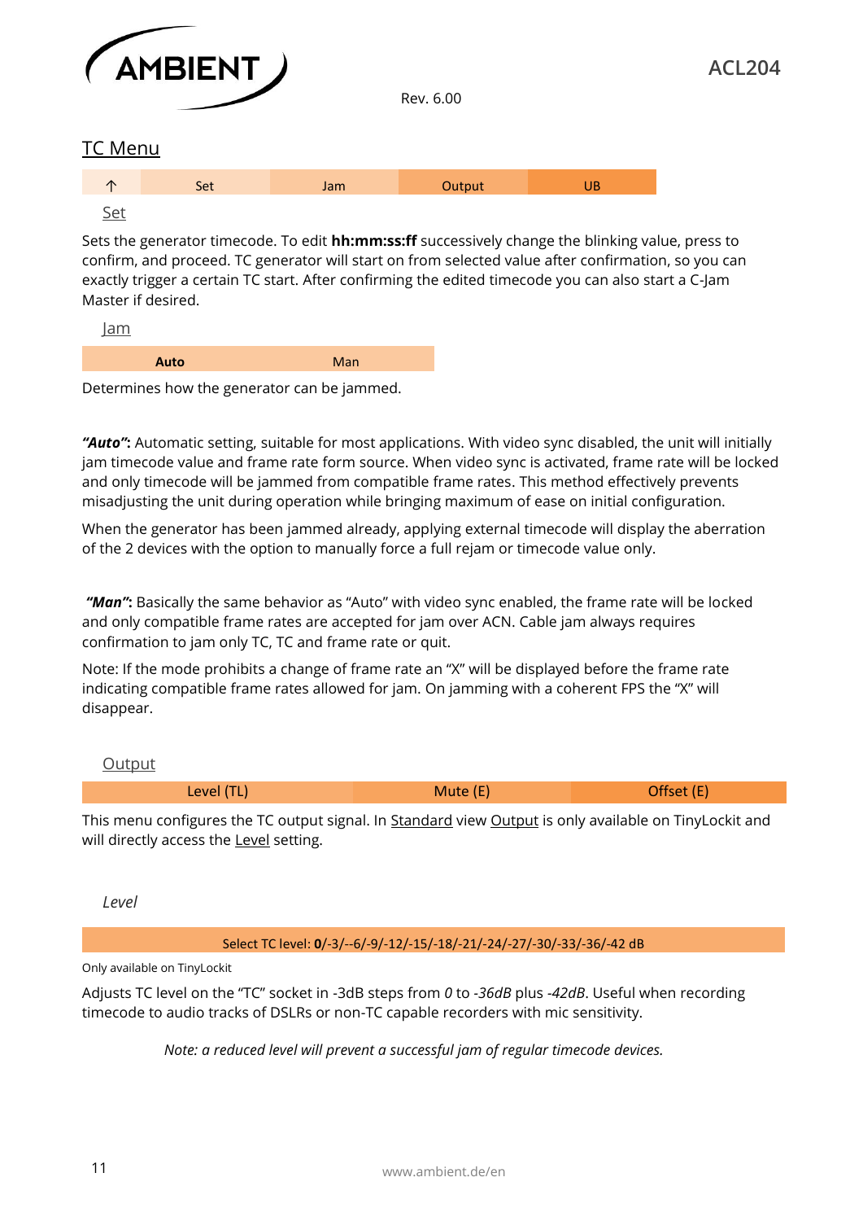## TC Menu

| ↑ | Set | Jam | Output | UB |
|---|---|---|---|---|

### Set

Sets the generator timecode. To edit **hh:mm:ss:ff** successively change the blinking value, press to confirm, and proceed. TC generator will start on from selected value after confirmation, so you can exactly trigger a certain TC start. After confirming the edited timecode you can also start a C-Jam Master if desired.

### Jam

| **Auto** | Man |
|---|---|

Determines how the generator can be jammed.

***"Auto"*:** Automatic setting, suitable for most applications. With video sync disabled, the unit will initially jam timecode value and frame rate form source. When video sync is activated, frame rate will be locked and only timecode will be jammed from compatible frame rates. This method effectively prevents misadjusting the unit during operation while bringing maximum of ease on initial configuration.

When the generator has been jammed already, applying external timecode will display the aberration of the 2 devices with the option to manually force a full rejam or timecode value only.

***"Man"*:** Basically the same behavior as "Auto" with video sync enabled, the frame rate will be locked and only compatible frame rates are accepted for jam over ACN. Cable jam always requires confirmation to jam only TC, TC and frame rate or quit.

Note: If the mode prohibits a change of frame rate an "X" will be displayed before the frame rate indicating compatible frame rates allowed for jam. On jamming with a coherent FPS the "X" will disappear.

### Output

| Level (TL) | Mute (E) | Offset (E) |
|---|---|---|

This menu configures the TC output signal. In Standard view Output is only available on TinyLockit and will directly access the Level setting.

#### *Level*

| Select TC level: **0**/-3/--6/-9/-12/-15/-18/-21/-24/-27/-30/-33/-36/-42 dB |
|---|

Only available on TinyLockit

Adjusts TC level on the "TC" socket in -3dB steps from *0* to *-36dB* plus *-42dB*. Useful when recording timecode to audio tracks of DSLRs or non-TC capable recorders with mic sensitivity.

*Note: a reduced level will prevent a successful jam of regular timecode devices.*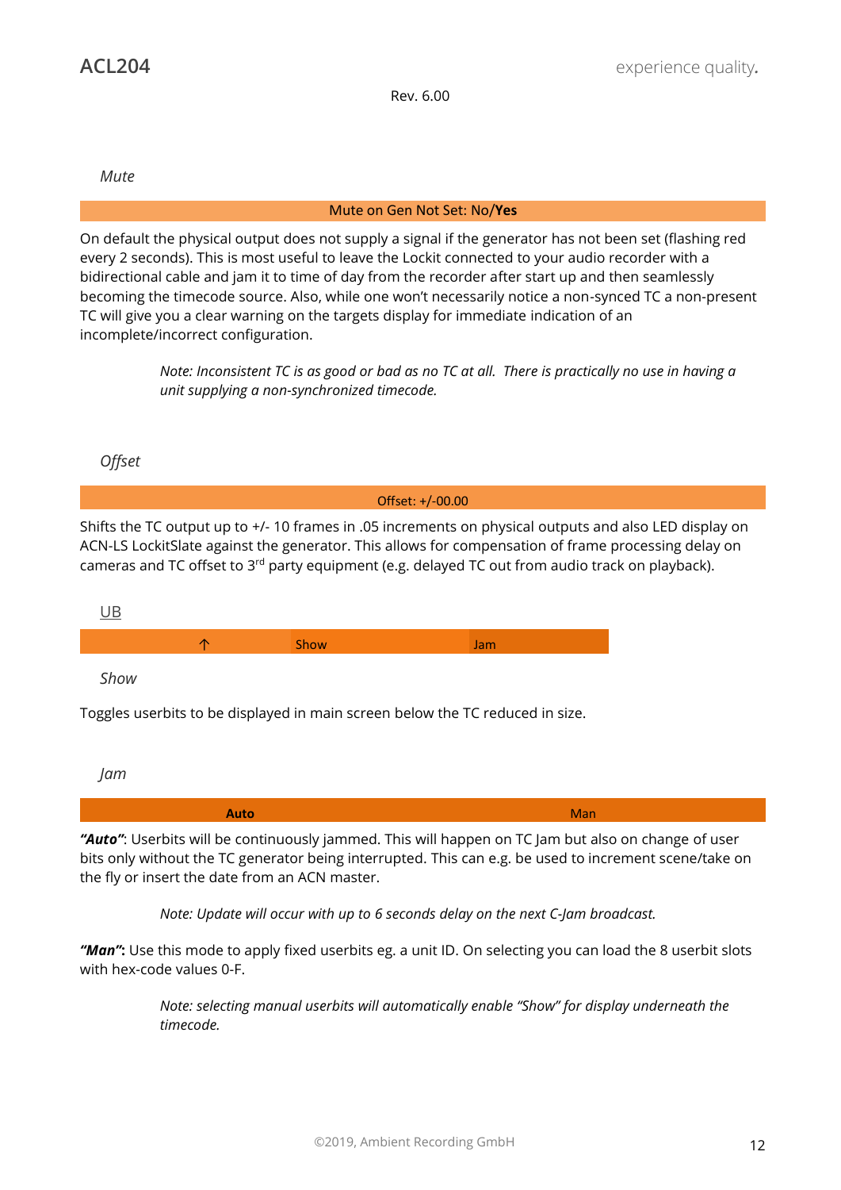*Mute*

| Mute on Gen Not Set: No/**Yes** |
|---|

On default the physical output does not supply a signal if the generator has not been set (flashing red every 2 seconds). This is most useful to leave the Lockit connected to your audio recorder with a bidirectional cable and jam it to time of day from the recorder after start up and then seamlessly becoming the timecode source. Also, while one won't necessarily notice a non-synced TC a non-present TC will give you a clear warning on the targets display for immediate indication of an incomplete/incorrect configuration.

> *Note: Inconsistent TC is as good or bad as no TC at all. There is practically no use in having a unit supplying a non-synchronized timecode.*

*Offset*

| Offset: +/-00.00 |
|---|

Shifts the TC output up to +/- 10 frames in .05 increments on physical outputs and also LED display on ACN-LS LockitSlate against the generator. This allows for compensation of frame processing delay on cameras and TC offset to 3rd party equipment (e.g. delayed TC out from audio track on playback).

UB

| ↑ | Show | Jam |
|---|---|---|

*Show*

Toggles userbits to be displayed in main screen below the TC reduced in size.

*Jam*

| **Auto** | Man |
|---|---|

***"Auto"***: Userbits will be continuously jammed. This will happen on TC Jam but also on change of user bits only without the TC generator being interrupted. This can e.g. be used to increment scene/take on the fly or insert the date from an ACN master.

> *Note: Update will occur with up to 6 seconds delay on the next C-Jam broadcast.*

***"Man"*:** Use this mode to apply fixed userbits eg. a unit ID. On selecting you can load the 8 userbit slots with hex-code values 0-F.

> *Note: selecting manual userbits will automatically enable "Show" for display underneath the timecode.*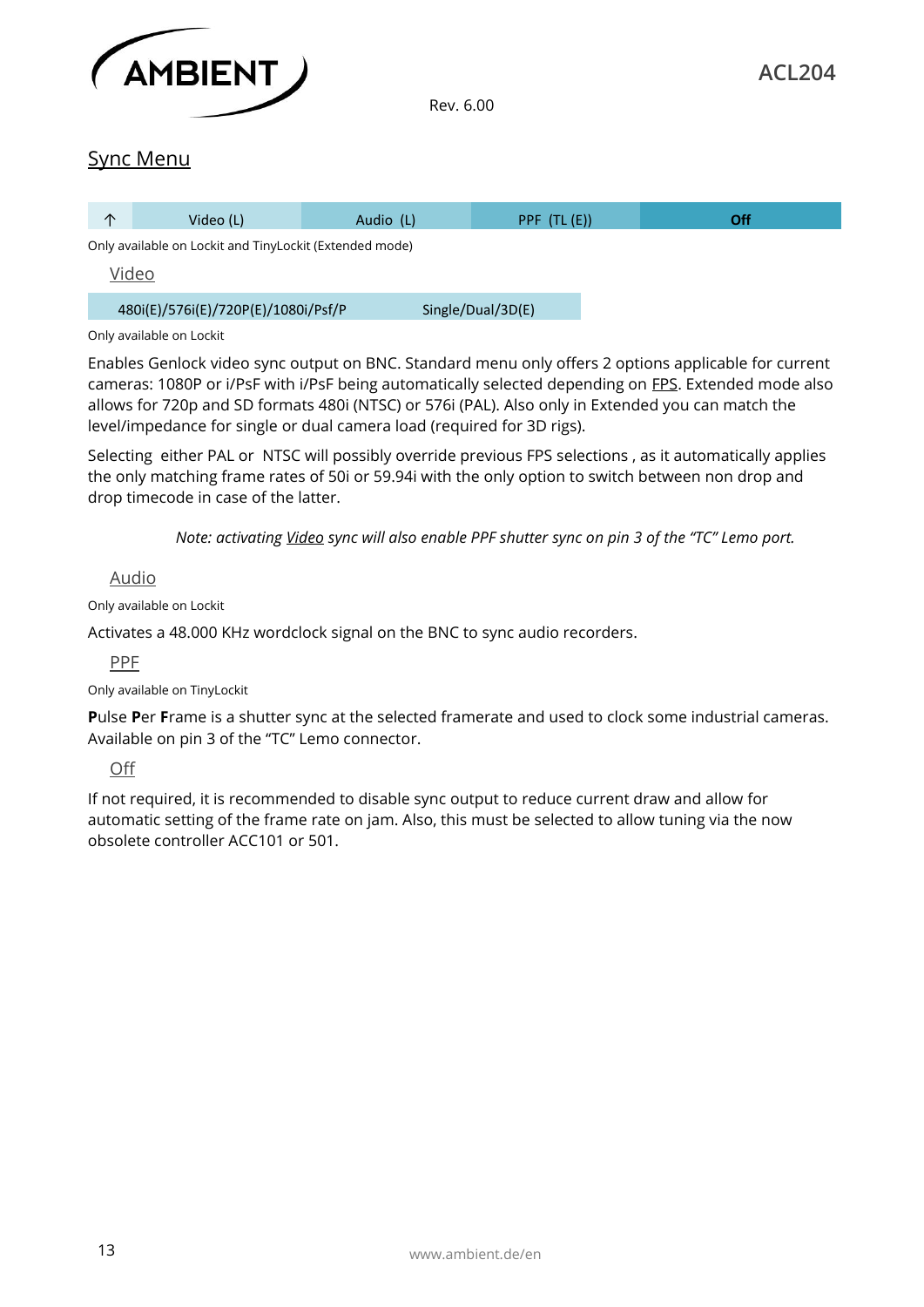## Sync Menu

| ↑ | Video (L) | Audio (L) | PPF (TL (E)) | **Off** |
|---|---|---|---|---|

Only available on Lockit and TinyLockit (Extended mode)

### Video

| 480i(E)/576i(E)/720P(E)/1080i/Psf/P | Single/Dual/3D(E) |
|---|---|

Only available on Lockit

Enables Genlock video sync output on BNC. Standard menu only offers 2 options applicable for current cameras: 1080P or i/PsF with i/PsF being automatically selected depending on FPS. Extended mode also allows for 720p and SD formats 480i (NTSC) or 576i (PAL). Also only in Extended you can match the level/impedance for single or dual camera load (required for 3D rigs).

Selecting either PAL or NTSC will possibly override previous FPS selections , as it automatically applies the only matching frame rates of 50i or 59.94i with the only option to switch between non drop and drop timecode in case of the latter.

*Note: activating Video sync will also enable PPF shutter sync on pin 3 of the "TC" Lemo port.*

### Audio

Only available on Lockit

Activates a 48.000 KHz wordclock signal on the BNC to sync audio recorders.

### PPF

Only available on TinyLockit

**P**ulse **P**er **F**rame is a shutter sync at the selected framerate and used to clock some industrial cameras. Available on pin 3 of the "TC" Lemo connector.

### Off

If not required, it is recommended to disable sync output to reduce current draw and allow for automatic setting of the frame rate on jam. Also, this must be selected to allow tuning via the now obsolete controller ACC101 or 501.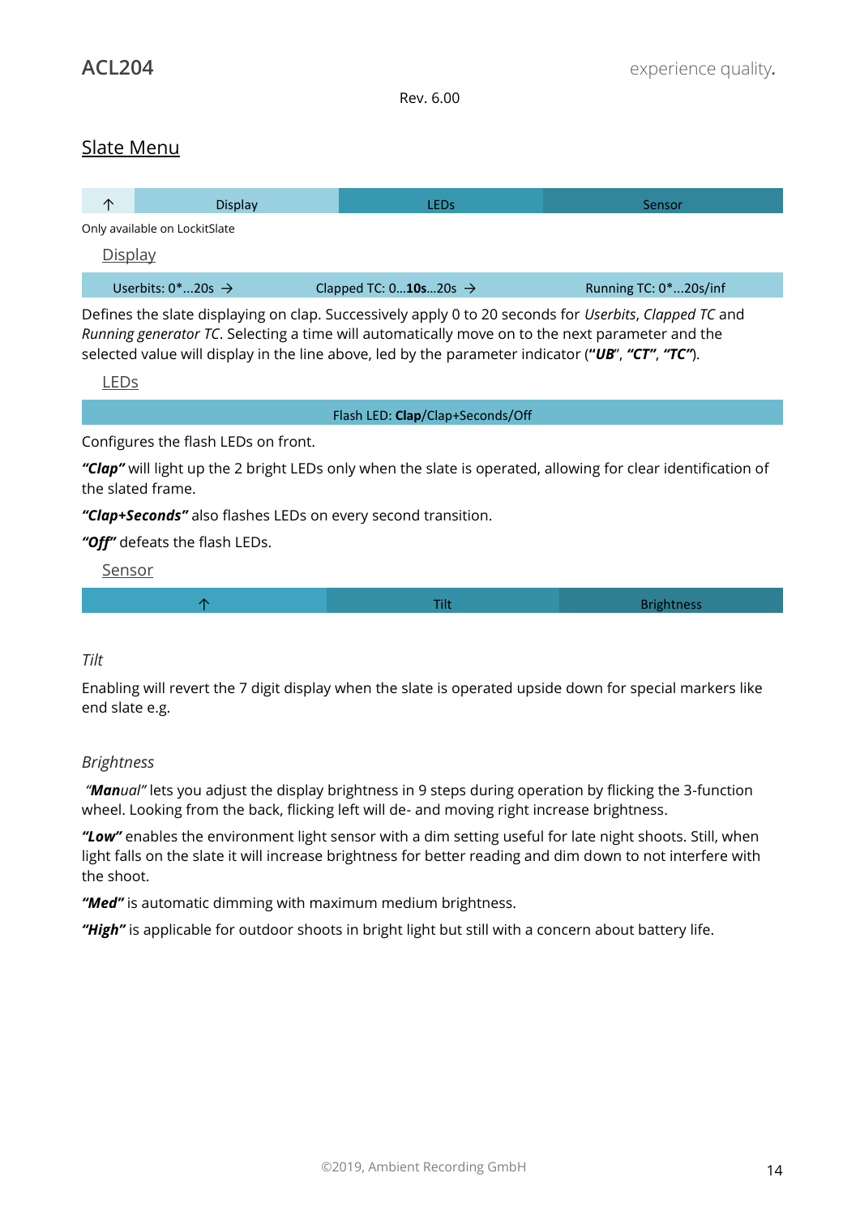## Slate Menu

| ↑ | Display | LEDs | Sensor |
|---|---|---|---|

Only available on LockitSlate

### Display

| Userbits: 0*…20s → | Clapped TC: 0…**10s**…20s → | Running TC: 0*…20s/inf |
|---|---|---|

Defines the slate displaying on clap. Successively apply 0 to 20 seconds for *Userbits*, *Clapped TC* and *Running generator TC*. Selecting a time will automatically move on to the next parameter and the selected value will display in the line above, led by the parameter indicator (**"UB**", ***"CT"***, ***"TC"***).

### LEDs

| Flash LED: **Clap**/Clap+Seconds/Off |
|---|

Configures the flash LEDs on front.

***"Clap"*** will light up the 2 bright LEDs only when the slate is operated, allowing for clear identification of the slated frame.

***"Clap+Seconds"*** also flashes LEDs on every second transition.

***"Off"*** defeats the flash LEDs.

### Sensor

| ↑ | Tilt | Brightness |
|---|---|---|

*Tilt*

Enabling will revert the 7 digit display when the slate is operated upside down for special markers like end slate e.g.

*Brightness*

*"**Man**ual"* lets you adjust the display brightness in 9 steps during operation by flicking the 3-function wheel. Looking from the back, flicking left will de- and moving right increase brightness.

***"Low"*** enables the environment light sensor with a dim setting useful for late night shoots. Still, when light falls on the slate it will increase brightness for better reading and dim down to not interfere with the shoot.

***"Med"*** is automatic dimming with maximum medium brightness.

***"High"*** is applicable for outdoor shoots in bright light but still with a concern about battery life.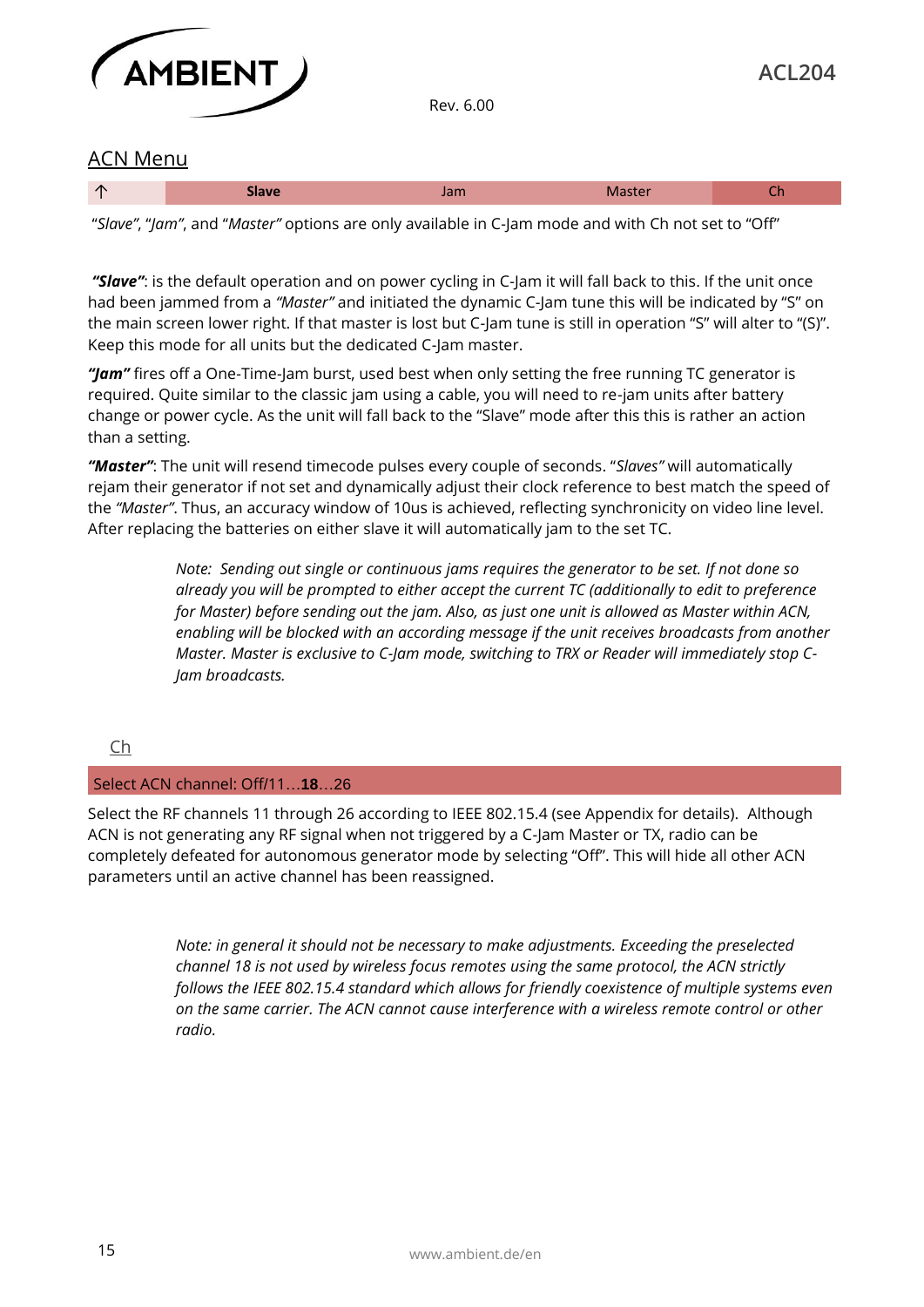## ACN Menu

| ↑ | **Slave** | Jam | Master | Ch |
|---|---|---|---|---|

"*Slave*", "*Jam*", and "*Master*" options are only available in C-Jam mode and with Ch not set to "Off"

***"Slave"***: is the default operation and on power cycling in C-Jam it will fall back to this. If the unit once had been jammed from a *"Master"* and initiated the dynamic C-Jam tune this will be indicated by "S" on the main screen lower right. If that master is lost but C-Jam tune is still in operation "S" will alter to "(S)". Keep this mode for all units but the dedicated C-Jam master.

***"Jam"*** fires off a One-Time-Jam burst, used best when only setting the free running TC generator is required. Quite similar to the classic jam using a cable, you will need to re-jam units after battery change or power cycle. As the unit will fall back to the "Slave" mode after this this is rather an action than a setting.

***"Master"***: The unit will resend timecode pulses every couple of seconds. "*Slaves"* will automatically rejam their generator if not set and dynamically adjust their clock reference to best match the speed of the *"Master"*. Thus, an accuracy window of 10us is achieved, reflecting synchronicity on video line level. After replacing the batteries on either slave it will automatically jam to the set TC.

> *Note: Sending out single or continuous jams requires the generator to be set. If not done so already you will be prompted to either accept the current TC (additionally to edit to preference for Master) before sending out the jam. Also, as just one unit is allowed as Master within ACN, enabling will be blocked with an according message if the unit receives broadcasts from another Master. Master is exclusive to C-Jam mode, switching to TRX or Reader will immediately stop C-Jam broadcasts.*

### Ch

| Select ACN channel: Off/11…**18**…26 |
|---|

Select the RF channels 11 through 26 according to IEEE 802.15.4 (see Appendix for details). Although ACN is not generating any RF signal when not triggered by a C-Jam Master or TX, radio can be completely defeated for autonomous generator mode by selecting "Off". This will hide all other ACN parameters until an active channel has been reassigned.

> *Note: in general it should not be necessary to make adjustments. Exceeding the preselected channel 18 is not used by wireless focus remotes using the same protocol, the ACN strictly follows the IEEE 802.15.4 standard which allows for friendly coexistence of multiple systems even on the same carrier. The ACN cannot cause interference with a wireless remote control or other radio.*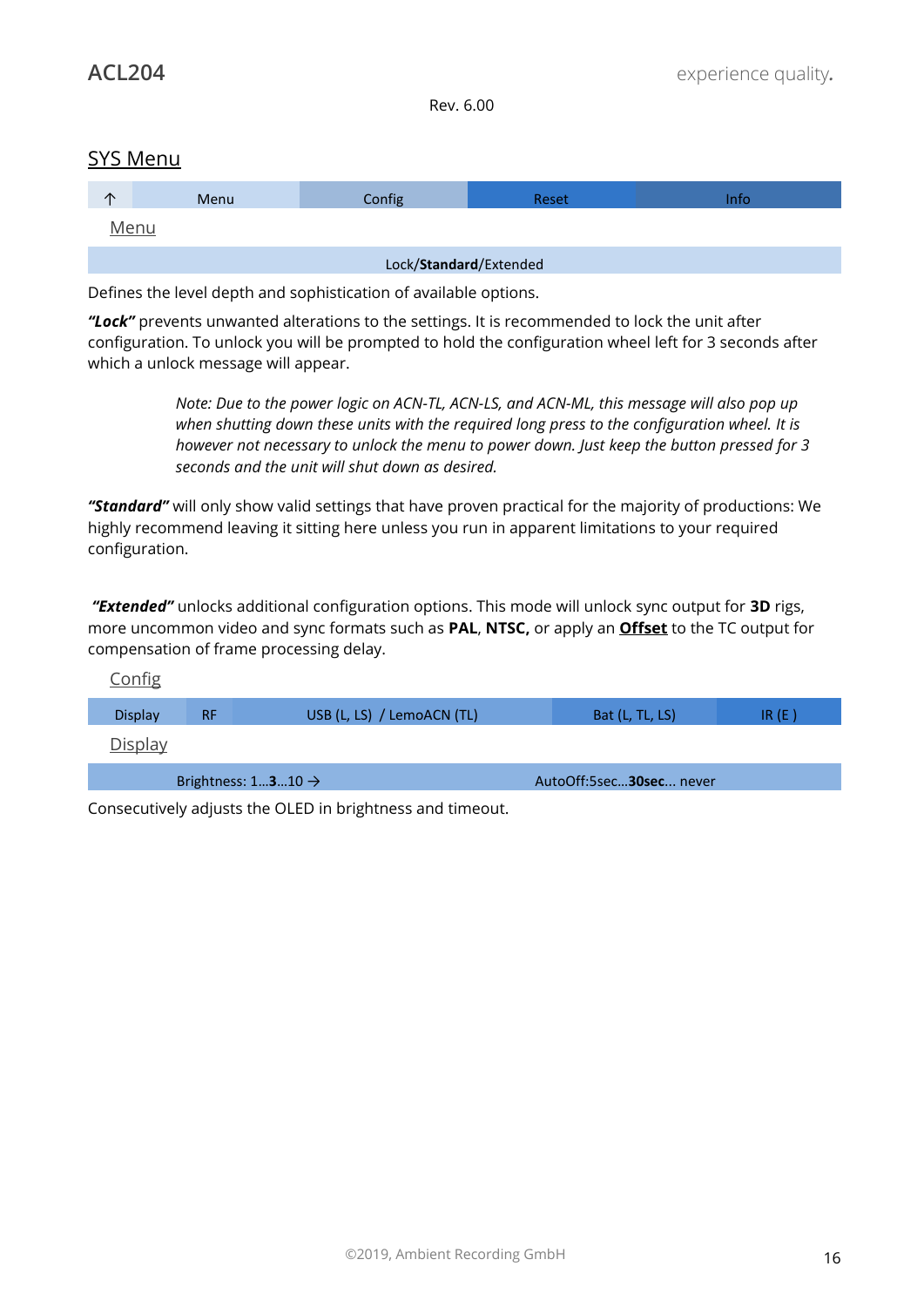## SYS Menu

| ↑ | Menu | Config | Reset | Info |
|---|---|---|---|---|

### Menu

| Lock/**Standard**/Extended |
|---|

Defines the level depth and sophistication of available options.

***"Lock"*** prevents unwanted alterations to the settings. It is recommended to lock the unit after configuration. To unlock you will be prompted to hold the configuration wheel left for 3 seconds after which a unlock message will appear.

> *Note: Due to the power logic on ACN-TL, ACN-LS, and ACN-ML, this message will also pop up when shutting down these units with the required long press to the configuration wheel. It is however not necessary to unlock the menu to power down. Just keep the button pressed for 3 seconds and the unit will shut down as desired.*

***"Standard"*** will only show valid settings that have proven practical for the majority of productions: We highly recommend leaving it sitting here unless you run in apparent limitations to your required configuration.

***"Extended"*** unlocks additional configuration options. This mode will unlock sync output for **3D** rigs, more uncommon video and sync formats such as **PAL**, **NTSC,** or apply an **Offset** to the TC output for compensation of frame processing delay.

### Config

| Display | RF | USB (L, LS) / LemoACN (TL) | Bat (L, TL, LS) | IR (E ) |
|---|---|---|---|---|

### Display

| Brightness: 1…**3**…10 → | AutoOff:5sec…**30sec**… never |
|---|---|

Consecutively adjusts the OLED in brightness and timeout.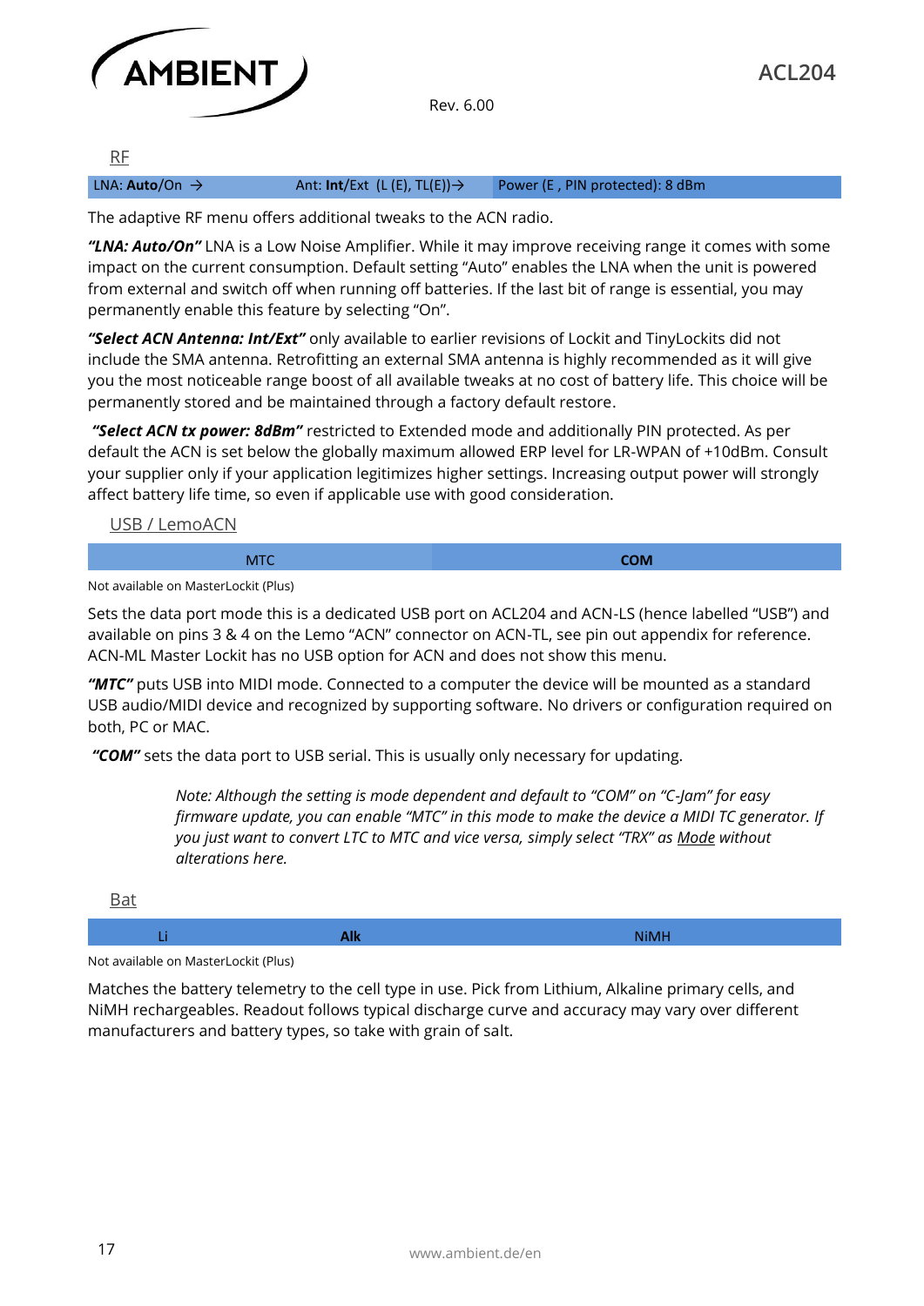## RF

| LNA: **Auto**/On → | Ant: **Int**/Ext (L (E), TL(E))→ | Power (E , PIN protected): 8 dBm |
|---|---|---|

The adaptive RF menu offers additional tweaks to the ACN radio.

***"LNA: Auto/On"*** LNA is a Low Noise Amplifier. While it may improve receiving range it comes with some impact on the current consumption. Default setting "Auto" enables the LNA when the unit is powered from external and switch off when running off batteries. If the last bit of range is essential, you may permanently enable this feature by selecting "On".

***"Select ACN Antenna: Int/Ext"*** only available to earlier revisions of Lockit and TinyLockits did not include the SMA antenna. Retrofitting an external SMA antenna is highly recommended as it will give you the most noticeable range boost of all available tweaks at no cost of battery life. This choice will be permanently stored and be maintained through a factory default restore.

***"Select ACN tx power: 8dBm"*** restricted to Extended mode and additionally PIN protected. As per default the ACN is set below the globally maximum allowed ERP level for LR-WPAN of +10dBm. Consult your supplier only if your application legitimizes higher settings. Increasing output power will strongly affect battery life time, so even if applicable use with good consideration.

## USB / LemoACN

| MTC | **COM** |
|---|---|

Not available on MasterLockit (Plus)

Sets the data port mode this is a dedicated USB port on ACL204 and ACN-LS (hence labelled "USB") and available on pins 3 & 4 on the Lemo "ACN" connector on ACN-TL, see pin out appendix for reference. ACN-ML Master Lockit has no USB option for ACN and does not show this menu.

***"MTC"*** puts USB into MIDI mode. Connected to a computer the device will be mounted as a standard USB audio/MIDI device and recognized by supporting software. No drivers or configuration required on both, PC or MAC.

***"COM"*** sets the data port to USB serial. This is usually only necessary for updating.

> *Note: Although the setting is mode dependent and default to "COM" on "C-Jam" for easy firmware update, you can enable "MTC" in this mode to make the device a MIDI TC generator. If you just want to convert LTC to MTC and vice versa, simply select "TRX" as Mode without alterations here.*

## Bat

| Li | **Alk** | NiMH |
|---|---|---|

Not available on MasterLockit (Plus)

Matches the battery telemetry to the cell type in use. Pick from Lithium, Alkaline primary cells, and NiMH rechargeables. Readout follows typical discharge curve and accuracy may vary over different manufacturers and battery types, so take with grain of salt.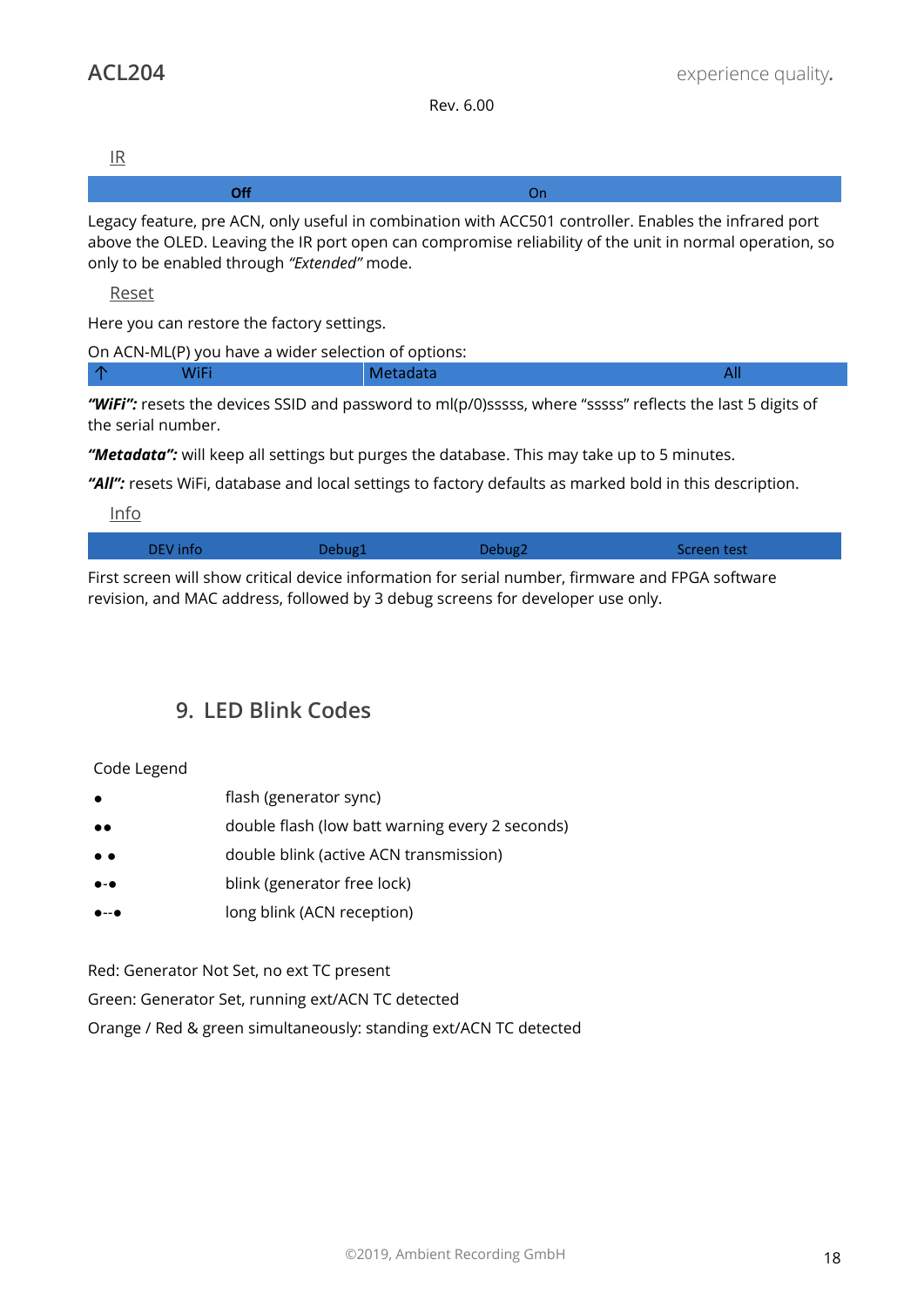Rev. 6.00

IR

| **Off** | On |
|---|---|

Legacy feature, pre ACN, only useful in combination with ACC501 controller. Enables the infrared port above the OLED. Leaving the IR port open can compromise reliability of the unit in normal operation, so only to be enabled through *"Extended"* mode.

Reset

Here you can restore the factory settings.

On ACN-ML(P) you have a wider selection of options:

| ↑ WiFi | Metadata | All |
|---|---|---|

***"WiFi":*** resets the devices SSID and password to ml(p/0)sssss, where "sssss" reflects the last 5 digits of the serial number.

***"Metadata":*** will keep all settings but purges the database. This may take up to 5 minutes.

***"All":*** resets WiFi, database and local settings to factory defaults as marked bold in this description.

Info

| DEV info | Debug1 | Debug2 | Screen test |
|---|---|---|---|

First screen will show critical device information for serial number, firmware and FPGA software revision, and MAC address, followed by 3 debug screens for developer use only.

## 9. LED Blink Codes

Code Legend

| | |
|---|---|
| ● | flash (generator sync) |
| ●● | double flash (low batt warning every 2 seconds) |
| ● ● | double blink (active ACN transmission) |
| ●-● | blink (generator free lock) |
| ●--● | long blink (ACN reception) |

Red: Generator Not Set, no ext TC present

Green: Generator Set, running ext/ACN TC detected

Orange / Red & green simultaneously: standing ext/ACN TC detected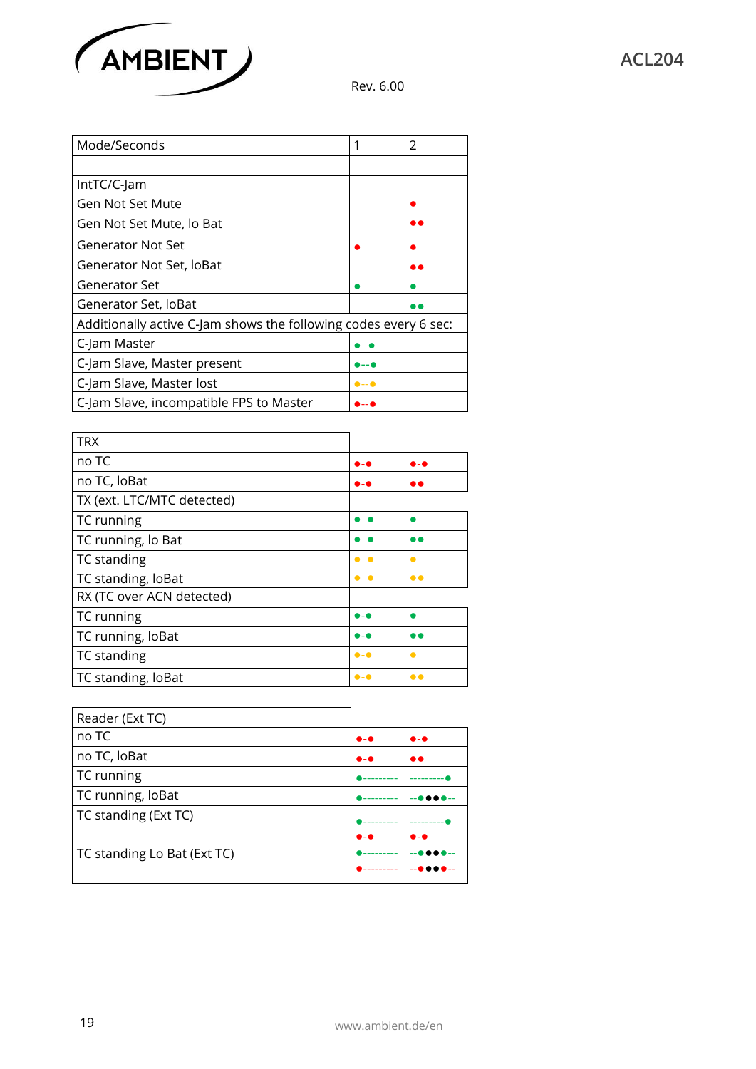| Mode/Seconds | 1 | 2 |
|---|---|---|
| | | |
| IntTC/C-Jam | | |
| Gen Not Set Mute | | ● |
| Gen Not Set Mute, lo Bat | | ●● |
| Generator Not Set | ● | ● |
| Generator Not Set, loBat | | ●● |
| Generator Set | ● | ● |
| Generator Set, loBat | | ●● |
| Additionally active C-Jam shows the following codes every 6 sec: | | |
| C-Jam Master | ● ● | |
| C-Jam Slave, Master present | ●--● | |
| C-Jam Slave, Master lost | ●--● | |
| C-Jam Slave, incompatible FPS to Master | ●--● | |

| TRX | | |
|---|---|---|
| no TC | ●-● | ●-● |
| no TC, loBat | ●-● | ●● |
| TX (ext. LTC/MTC detected) | | |
| TC running | ● ● | ● |
| TC running, lo Bat | ● ● | ●● |
| TC standing | ● ● | ● |
| TC standing, loBat | ● ● | ●● |
| RX (TC over ACN detected) | | |
| TC running | ●-● | ● |
| TC running, loBat | ●-● | ●● |
| TC standing | ●-● | ● |
| TC standing, loBat | ●-● | ●● |

| Reader (Ext TC) | | |
|---|---|---|
| no TC | ●-● | ●-● |
| no TC, loBat | ●-● | ●● |
| TC running | ●--------- | ---------● |
| TC running, loBat | ●--------- | --●●●●-- |
| TC standing (Ext TC) | ●---------<br>●-● | ---------●<br>●-● |
| TC standing Lo Bat (Ext TC) | ●---------<br>●--------- | --●●●●--<br>--●●●●-- |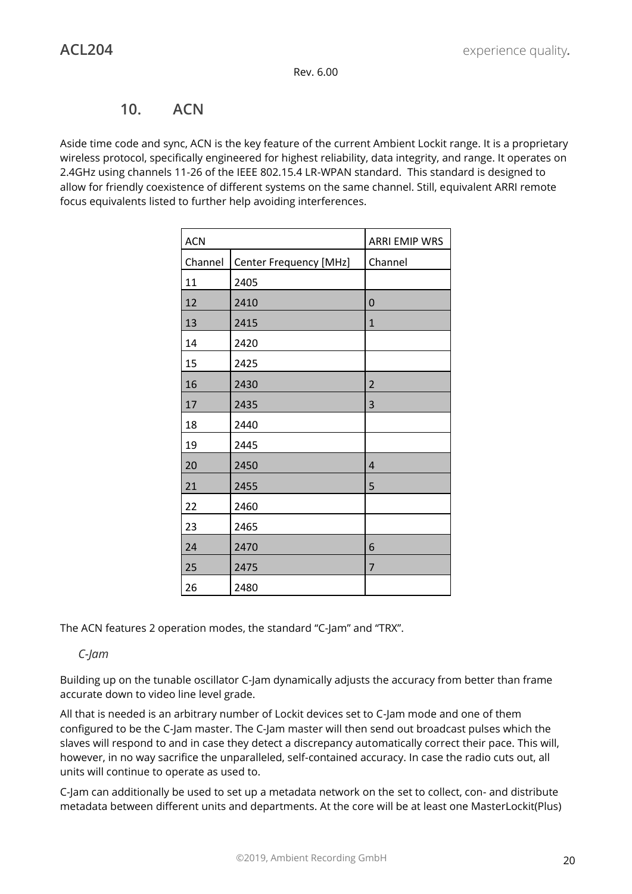## 10. ACN

Aside time code and sync, ACN is the key feature of the current Ambient Lockit range. It is a proprietary wireless protocol, specifically engineered for highest reliability, data integrity, and range. It operates on 2.4GHz using channels 11-26 of the IEEE 802.15.4 LR-WPAN standard.  This standard is designed to allow for friendly coexistence of different systems on the same channel. Still, equivalent ARRI remote focus equivalents listed to further help avoiding interferences.

| ACN | | ARRI EMIP WRS |
|---|---|---|
| Channel | Center Frequency [MHz] | Channel |
| 11 | 2405 | |
| 12 | 2410 | 0 |
| 13 | 2415 | 1 |
| 14 | 2420 | |
| 15 | 2425 | |
| 16 | 2430 | 2 |
| 17 | 2435 | 3 |
| 18 | 2440 | |
| 19 | 2445 | |
| 20 | 2450 | 4 |
| 21 | 2455 | 5 |
| 22 | 2460 | |
| 23 | 2465 | |
| 24 | 2470 | 6 |
| 25 | 2475 | 7 |
| 26 | 2480 | |

The ACN features 2 operation modes, the standard “C-Jam” and “TRX”.

*C-Jam*

Building up on the tunable oscillator C-Jam dynamically adjusts the accuracy from better than frame accurate down to video line level grade.

All that is needed is an arbitrary number of Lockit devices set to C-Jam mode and one of them configured to be the C-Jam master. The C-Jam master will then send out broadcast pulses which the slaves will respond to and in case they detect a discrepancy automatically correct their pace. This will, however, in no way sacrifice the unparalleled, self-contained accuracy. In case the radio cuts out, all units will continue to operate as used to.

C-Jam can additionally be used to set up a metadata network on the set to collect, con- and distribute metadata between different units and departments. At the core will be at least one MasterLockit(Plus)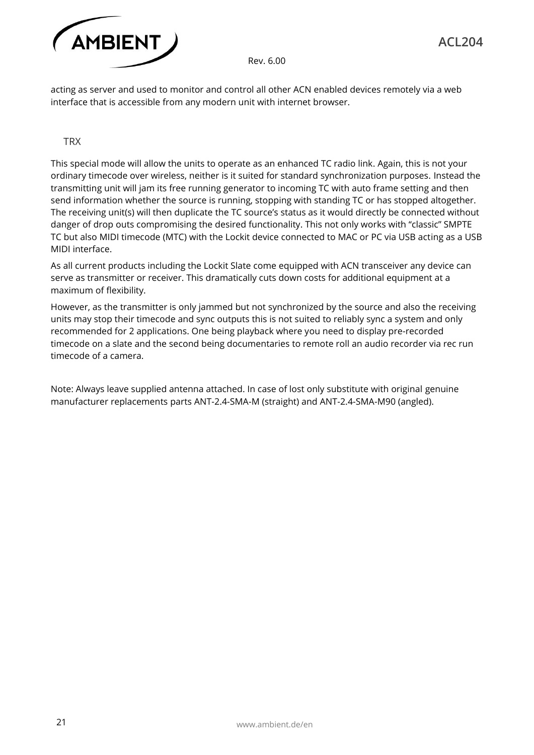acting as server and used to monitor and control all other ACN enabled devices remotely via a web interface that is accessible from any modern unit with internet browser.

### TRX

This special mode will allow the units to operate as an enhanced TC radio link. Again, this is not your ordinary timecode over wireless, neither is it suited for standard synchronization purposes. Instead the transmitting unit will jam its free running generator to incoming TC with auto frame setting and then send information whether the source is running, stopping with standing TC or has stopped altogether. The receiving unit(s) will then duplicate the TC source's status as it would directly be connected without danger of drop outs compromising the desired functionality. This not only works with "classic" SMPTE TC but also MIDI timecode (MTC) with the Lockit device connected to MAC or PC via USB acting as a USB MIDI interface.

As all current products including the Lockit Slate come equipped with ACN transceiver any device can serve as transmitter or receiver. This dramatically cuts down costs for additional equipment at a maximum of flexibility.

However, as the transmitter is only jammed but not synchronized by the source and also the receiving units may stop their timecode and sync outputs this is not suited to reliably sync a system and only recommended for 2 applications. One being playback where you need to display pre-recorded timecode on a slate and the second being documentaries to remote roll an audio recorder via rec run timecode of a camera.

Note: Always leave supplied antenna attached. In case of lost only substitute with original genuine manufacturer replacements parts ANT-2.4-SMA-M (straight) and ANT-2.4-SMA-M90 (angled).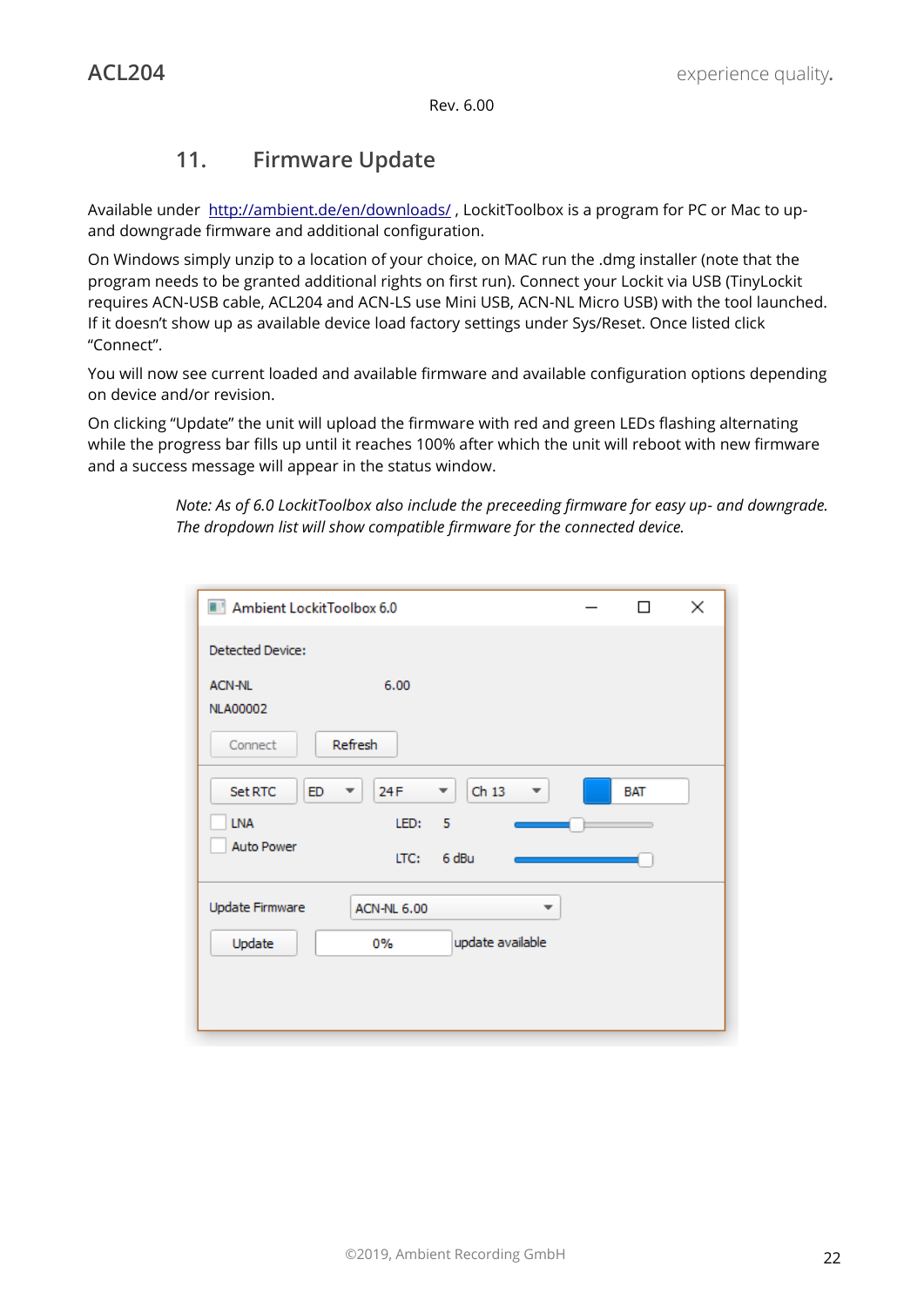Rev. 6.00

## 11. Firmware Update

Available under http://ambient.de/en/downloads/ , LockitToolbox is a program for PC or Mac to up- and downgrade firmware and additional configuration.

On Windows simply unzip to a location of your choice, on MAC run the .dmg installer (note that the program needs to be granted additional rights on first run). Connect your Lockit via USB (TinyLockit requires ACN-USB cable, ACL204 and ACN-LS use Mini USB, ACN-NL Micro USB) with the tool launched. If it doesn't show up as available device load factory settings under Sys/Reset. Once listed click "Connect".

You will now see current loaded and available firmware and available configuration options depending on device and/or revision.

On clicking "Update" the unit will upload the firmware with red and green LEDs flashing alternating while the progress bar fills up until it reaches 100% after which the unit will reboot with new firmware and a success message will appear in the status window.

*Note: As of 6.0 LockitToolbox also include the preceeding firmware for easy up- and downgrade. The dropdown list will show compatible firmware for the connected device.*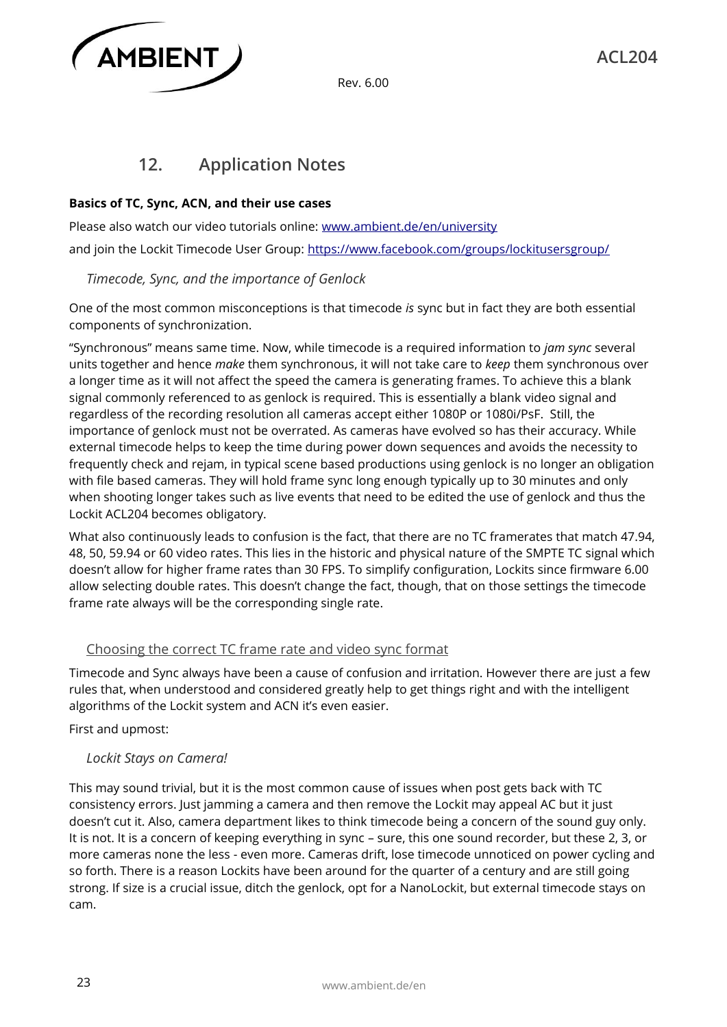## 12. Application Notes

**Basics of TC, Sync, ACN, and their use cases**

Please also watch our video tutorials online: [www.ambient.de/en/university](www.ambient.de/en/university)

and join the Lockit Timecode User Group: [https://www.facebook.com/groups/lockitusersgroup/](https://www.facebook.com/groups/lockitusersgroup/)

*Timecode, Sync, and the importance of Genlock*

One of the most common misconceptions is that timecode *is* sync but in fact they are both essential components of synchronization.

"Synchronous" means same time. Now, while timecode is a required information to *jam sync* several units together and hence *make* them synchronous, it will not take care to *keep* them synchronous over a longer time as it will not affect the speed the camera is generating frames. To achieve this a blank signal commonly referenced to as genlock is required. This is essentially a blank video signal and regardless of the recording resolution all cameras accept either 1080P or 1080i/PsF. Still, the importance of genlock must not be overrated. As cameras have evolved so has their accuracy. While external timecode helps to keep the time during power down sequences and avoids the necessity to frequently check and rejam, in typical scene based productions using genlock is no longer an obligation with file based cameras. They will hold frame sync long enough typically up to 30 minutes and only when shooting longer takes such as live events that need to be edited the use of genlock and thus the Lockit ACL204 becomes obligatory.

What also continuously leads to confusion is the fact, that there are no TC framerates that match 47.94, 48, 50, 59.94 or 60 video rates. This lies in the historic and physical nature of the SMPTE TC signal which doesn't allow for higher frame rates than 30 FPS. To simplify configuration, Lockits since firmware 6.00 allow selecting double rates. This doesn't change the fact, though, that on those settings the timecode frame rate always will be the corresponding single rate.

### Choosing the correct TC frame rate and video sync format

Timecode and Sync always have been a cause of confusion and irritation. However there are just a few rules that, when understood and considered greatly help to get things right and with the intelligent algorithms of the Lockit system and ACN it's even easier.

First and upmost:

*Lockit Stays on Camera!*

This may sound trivial, but it is the most common cause of issues when post gets back with TC consistency errors. Just jamming a camera and then remove the Lockit may appeal AC but it just doesn't cut it. Also, camera department likes to think timecode being a concern of the sound guy only. It is not. It is a concern of keeping everything in sync – sure, this one sound recorder, but these 2, 3, or more cameras none the less - even more. Cameras drift, lose timecode unnoticed on power cycling and so forth. There is a reason Lockits have been around for the quarter of a century and are still going strong. If size is a crucial issue, ditch the genlock, opt for a NanoLockit, but external timecode stays on cam.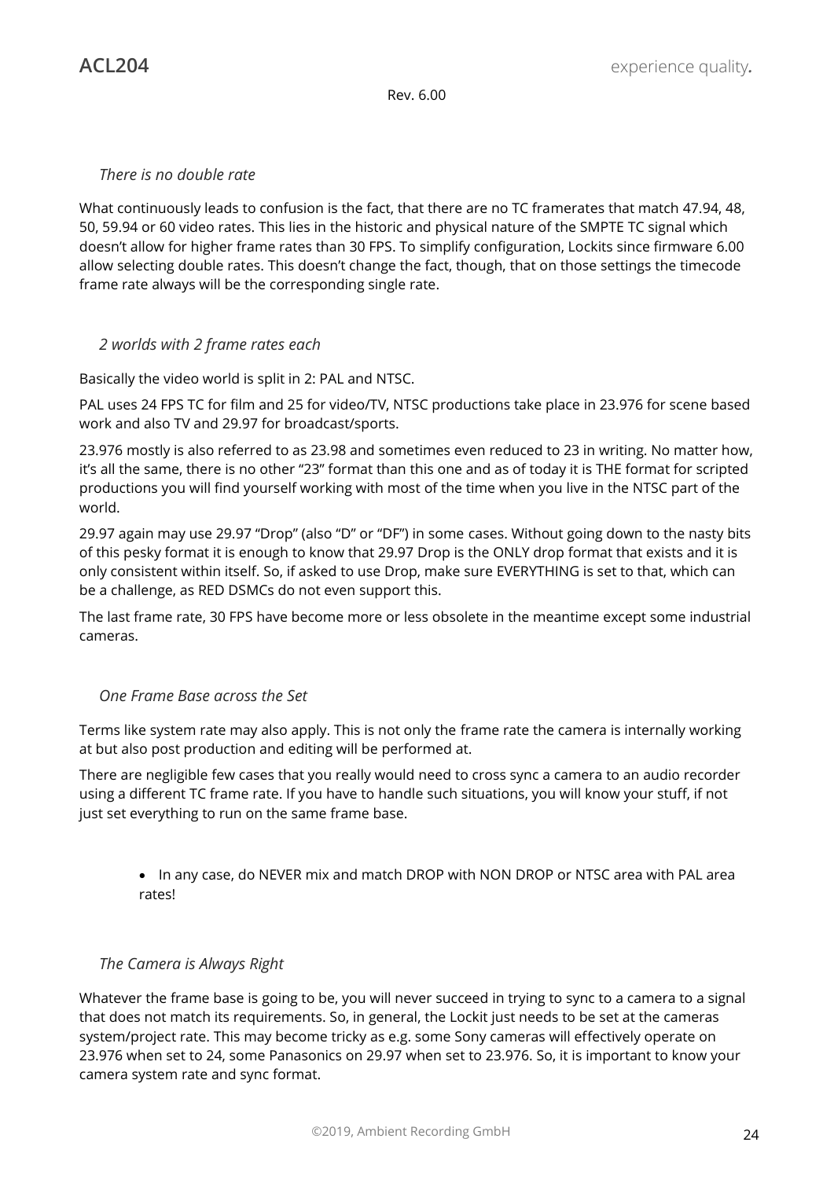### *There is no double rate*

What continuously leads to confusion is the fact, that there are no TC framerates that match 47.94, 48, 50, 59.94 or 60 video rates. This lies in the historic and physical nature of the SMPTE TC signal which doesn't allow for higher frame rates than 30 FPS. To simplify configuration, Lockits since firmware 6.00 allow selecting double rates. This doesn't change the fact, though, that on those settings the timecode frame rate always will be the corresponding single rate.

### *2 worlds with 2 frame rates each*

Basically the video world is split in 2: PAL and NTSC.

PAL uses 24 FPS TC for film and 25 for video/TV, NTSC productions take place in 23.976 for scene based work and also TV and 29.97 for broadcast/sports.

23.976 mostly is also referred to as 23.98 and sometimes even reduced to 23 in writing. No matter how, it's all the same, there is no other "23" format than this one and as of today it is THE format for scripted productions you will find yourself working with most of the time when you live in the NTSC part of the world.

29.97 again may use 29.97 "Drop" (also "D" or "DF") in some cases. Without going down to the nasty bits of this pesky format it is enough to know that 29.97 Drop is the ONLY drop format that exists and it is only consistent within itself. So, if asked to use Drop, make sure EVERYTHING is set to that, which can be a challenge, as RED DSMCs do not even support this.

The last frame rate, 30 FPS have become more or less obsolete in the meantime except some industrial cameras.

### *One Frame Base across the Set*

Terms like system rate may also apply. This is not only the frame rate the camera is internally working at but also post production and editing will be performed at.

There are negligible few cases that you really would need to cross sync a camera to an audio recorder using a different TC frame rate. If you have to handle such situations, you will know your stuff, if not just set everything to run on the same frame base.

- In any case, do NEVER mix and match DROP with NON DROP or NTSC area with PAL area rates!

### *The Camera is Always Right*

Whatever the frame base is going to be, you will never succeed in trying to sync to a camera to a signal that does not match its requirements. So, in general, the Lockit just needs to be set at the cameras system/project rate. This may become tricky as e.g. some Sony cameras will effectively operate on 23.976 when set to 24, some Panasonics on 29.97 when set to 23.976. So, it is important to know your camera system rate and sync format.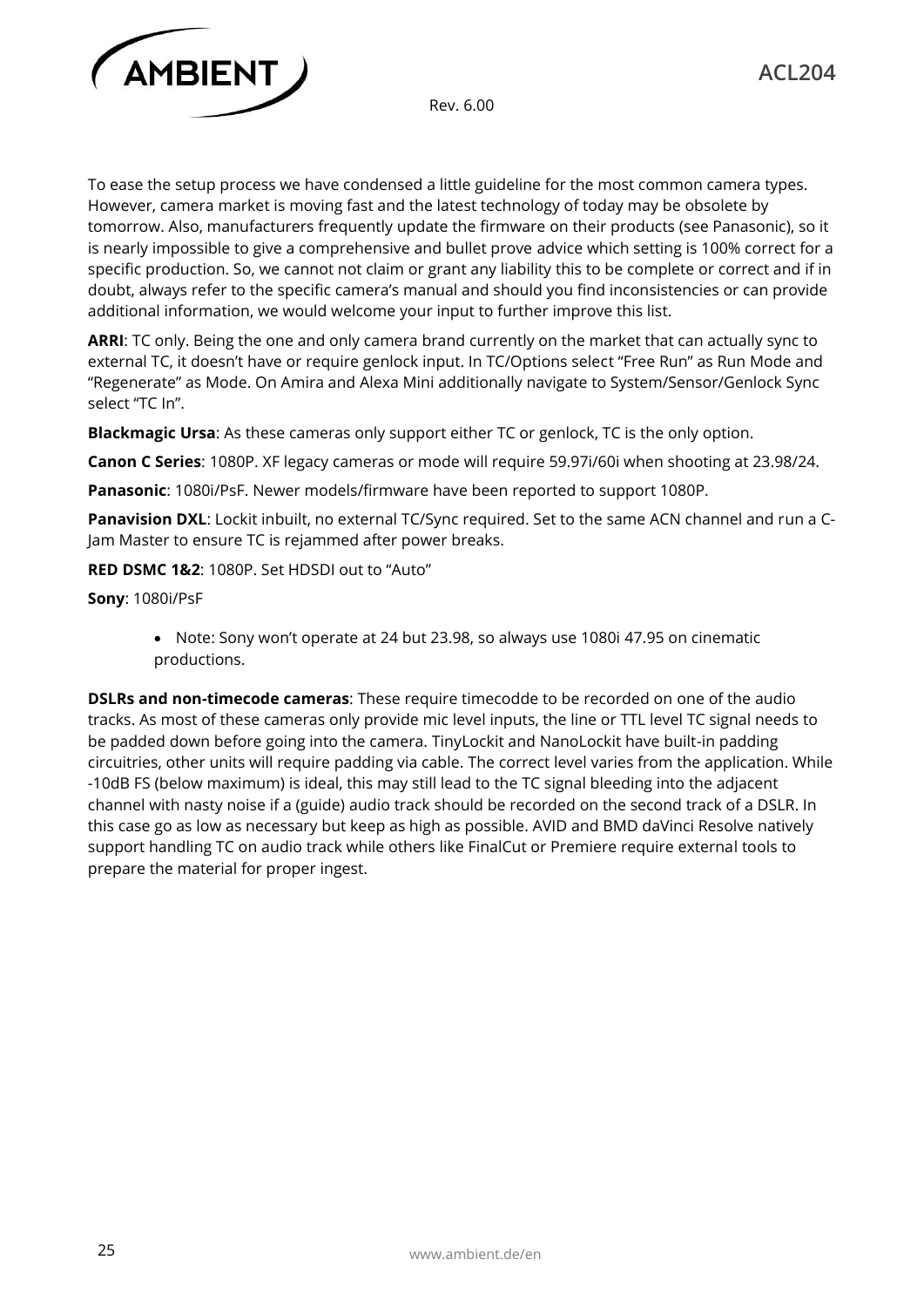To ease the setup process we have condensed a little guideline for the most common camera types. However, camera market is moving fast and the latest technology of today may be obsolete by tomorrow. Also, manufacturers frequently update the firmware on their products (see Panasonic), so it is nearly impossible to give a comprehensive and bullet prove advice which setting is 100% correct for a specific production. So, we cannot not claim or grant any liability this to be complete or correct and if in doubt, always refer to the specific camera's manual and should you find inconsistencies or can provide additional information, we would welcome your input to further improve this list.

**ARRI**: TC only. Being the one and only camera brand currently on the market that can actually sync to external TC, it doesn't have or require genlock input. In TC/Options select "Free Run" as Run Mode and "Regenerate" as Mode. On Amira and Alexa Mini additionally navigate to System/Sensor/Genlock Sync select "TC In".

**Blackmagic Ursa**: As these cameras only support either TC or genlock, TC is the only option.

**Canon C Series**: 1080P. XF legacy cameras or mode will require 59.97i/60i when shooting at 23.98/24.

**Panasonic**: 1080i/PsF. Newer models/firmware have been reported to support 1080P.

**Panavision DXL**: Lockit inbuilt, no external TC/Sync required. Set to the same ACN channel and run a C-Jam Master to ensure TC is rejammed after power breaks.

**RED DSMC 1&2**: 1080P. Set HDSDI out to "Auto"

**Sony**: 1080i/PsF

- Note: Sony won't operate at 24 but 23.98, so always use 1080i 47.95 on cinematic productions.

**DSLRs and non-timecode cameras**: These require timecodde to be recorded on one of the audio tracks. As most of these cameras only provide mic level inputs, the line or TTL level TC signal needs to be padded down before going into the camera. TinyLockit and NanoLockit have built-in padding circuitries, other units will require padding via cable. The correct level varies from the application. While -10dB FS (below maximum) is ideal, this may still lead to the TC signal bleeding into the adjacent channel with nasty noise if a (guide) audio track should be recorded on the second track of a DSLR. In this case go as low as necessary but keep as high as possible. AVID and BMD daVinci Resolve natively support handling TC on audio track while others like FinalCut or Premiere require external tools to prepare the material for proper ingest.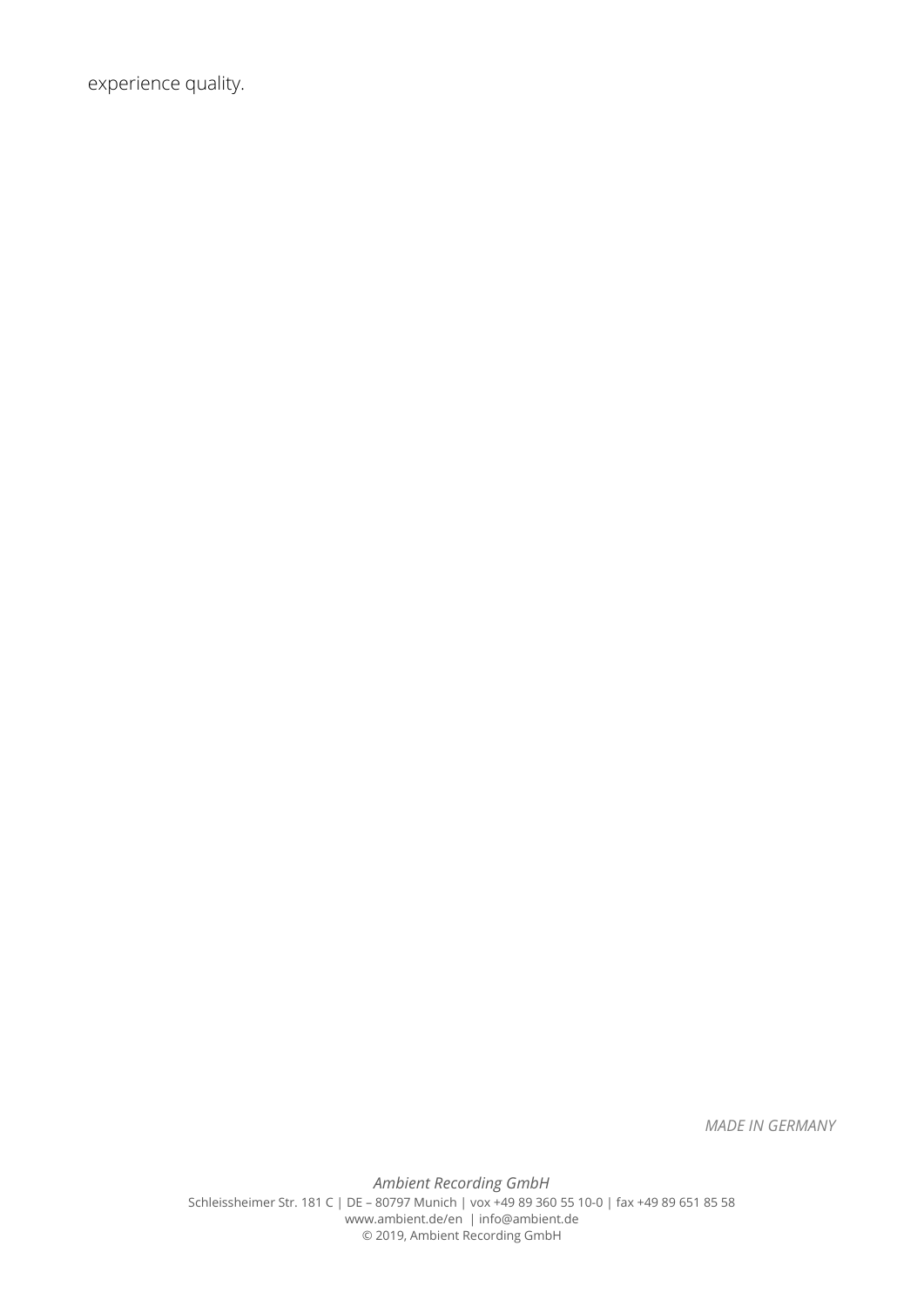experience quality.

*MADE IN GERMANY*

*Ambient Recording GmbH*

Schleissheimer Str. 181 C | DE – 80797 Munich | vox +49 89 360 55 10-0 | fax +49 89 651 85 58

www.ambient.de/en | info@ambient.de

© 2019, Ambient Recording GmbH